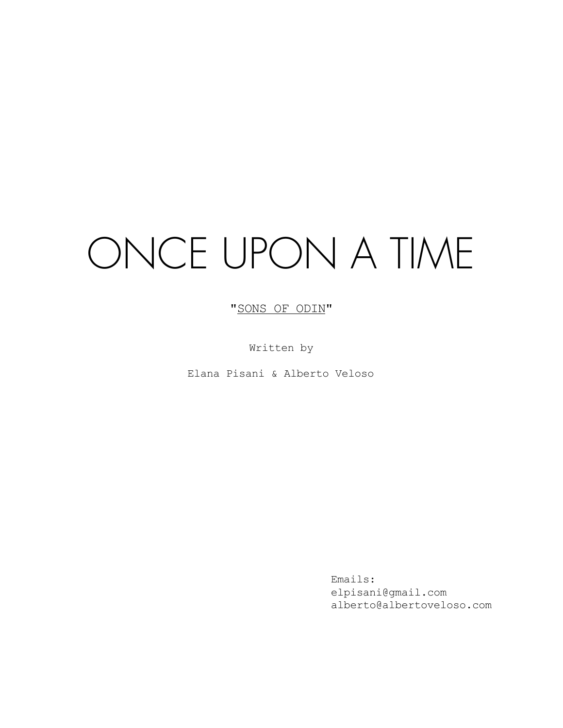# ONCE UPON A TIME

"SONS OF ODIN"

Written by

Elana Pisani & Alberto Veloso

Emails:
elpisani@gmail.com
alberto@albertoveloso.com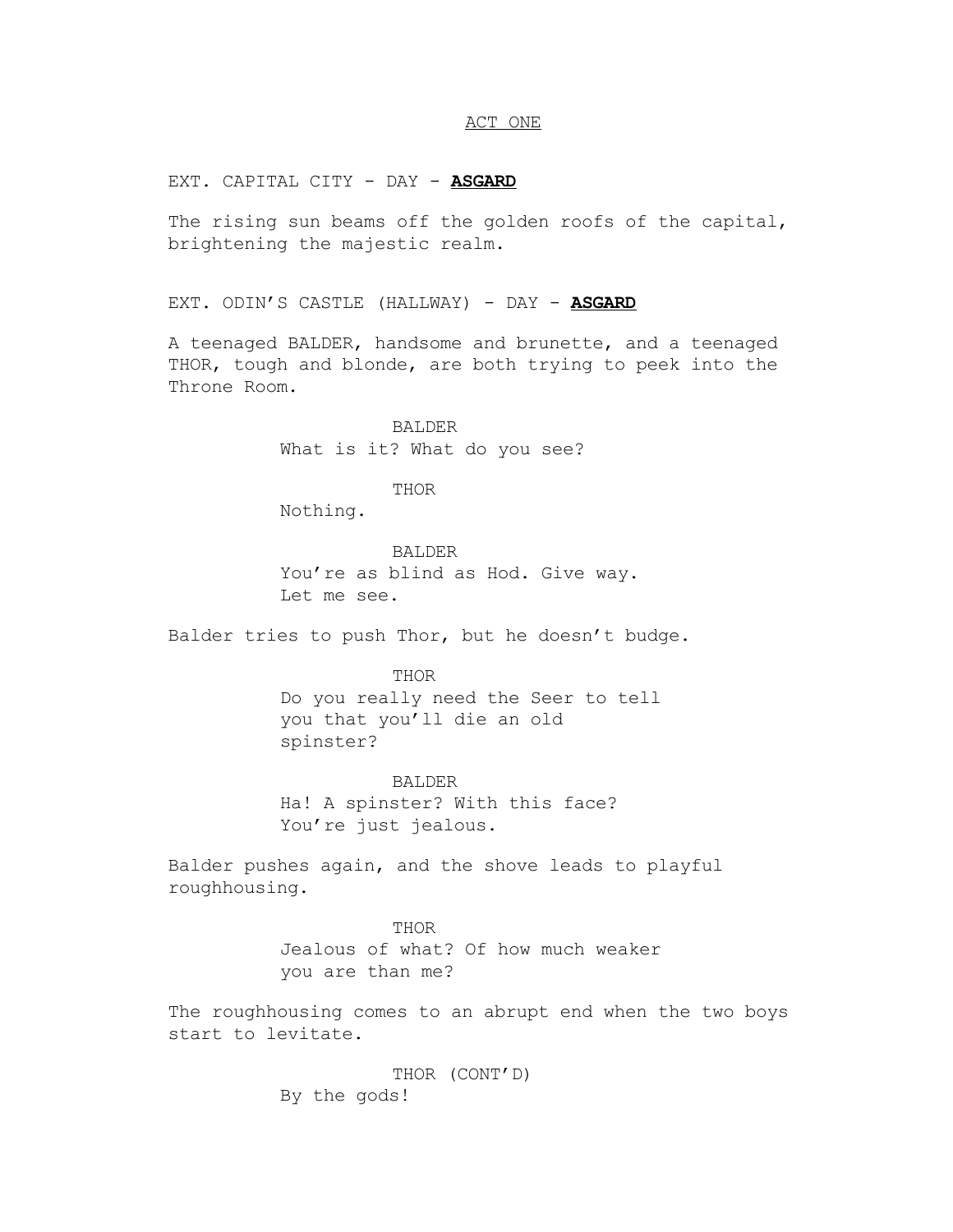ACT ONE

EXT. CAPITAL CITY - DAY - **ASGARD**

The rising sun beams off the golden roofs of the capital, brightening the majestic realm.

EXT. ODIN'S CASTLE (HALLWAY) - DAY - **ASGARD**

A teenaged BALDER, handsome and brunette, and a teenaged THOR, tough and blonde, are both trying to peek into the Throne Room.

BALDER
What is it? What do you see?

THOR
Nothing.

BALDER
You're as blind as Hod. Give way. Let me see.

Balder tries to push Thor, but he doesn't budge.

THOR
Do you really need the Seer to tell you that you'll die an old spinster?

BALDER
Ha! A spinster? With this face? You're just jealous.

Balder pushes again, and the shove leads to playful roughhousing.

THOR
Jealous of what? Of how much weaker you are than me?

The roughhousing comes to an abrupt end when the two boys start to levitate.

THOR (CONT'D)
By the gods!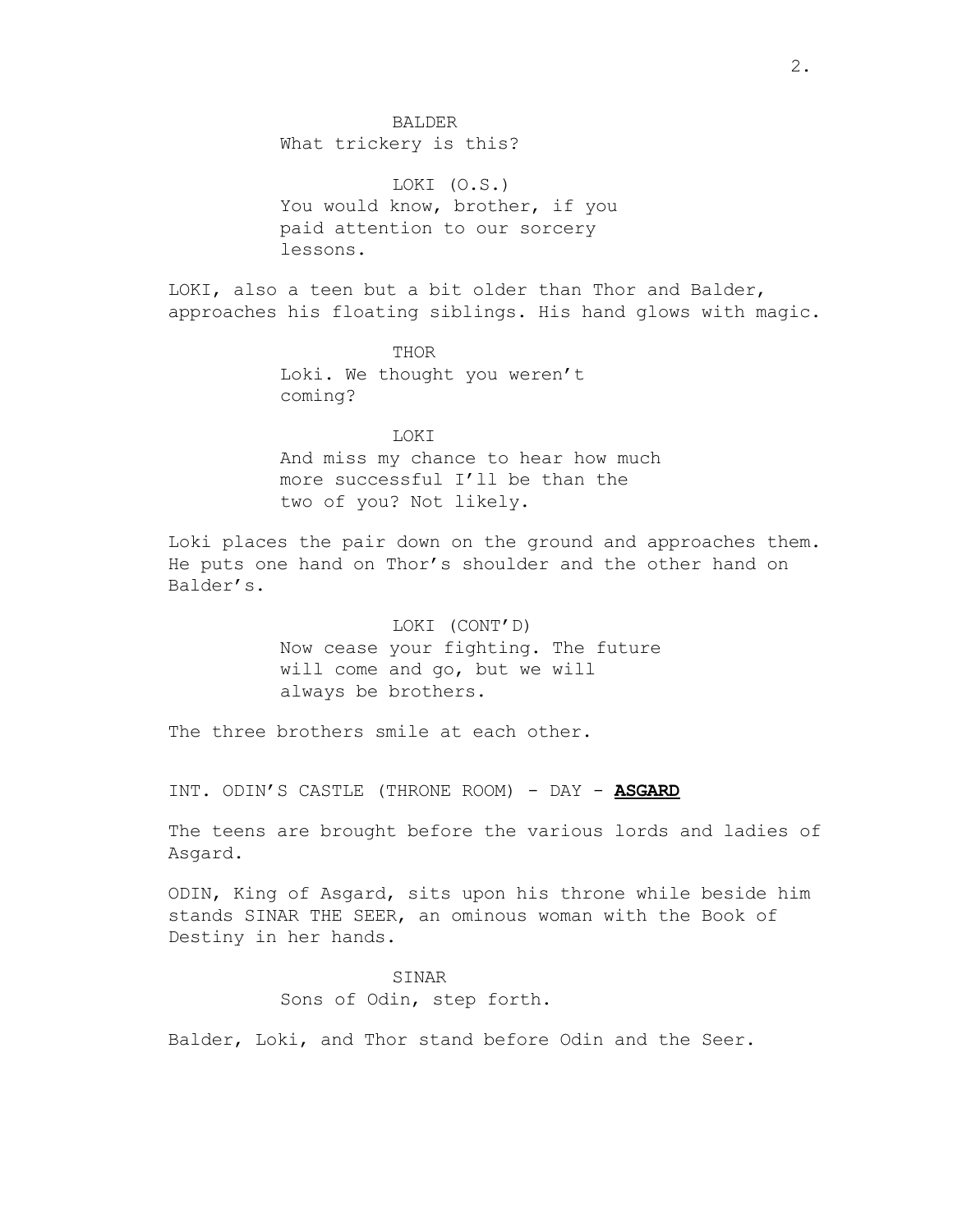BALDER
What trickery is this?

LOKI (O.S.)
You would know, brother, if you paid attention to our sorcery lessons.

LOKI, also a teen but a bit older than Thor and Balder, approaches his floating siblings. His hand glows with magic.

THOR
Loki. We thought you weren't coming?

LOKI
And miss my chance to hear how much more successful I'll be than the two of you? Not likely.

Loki places the pair down on the ground and approaches them. He puts one hand on Thor's shoulder and the other hand on Balder's.

LOKI (CONT'D)
Now cease your fighting. The future will come and go, but we will always be brothers.

The three brothers smile at each other.

INT. ODIN'S CASTLE (THRONE ROOM) - DAY - **ASGARD**

The teens are brought before the various lords and ladies of Asgard.

ODIN, King of Asgard, sits upon his throne while beside him stands SINAR THE SEER, an ominous woman with the Book of Destiny in her hands.

SINAR
Sons of Odin, step forth.

Balder, Loki, and Thor stand before Odin and the Seer.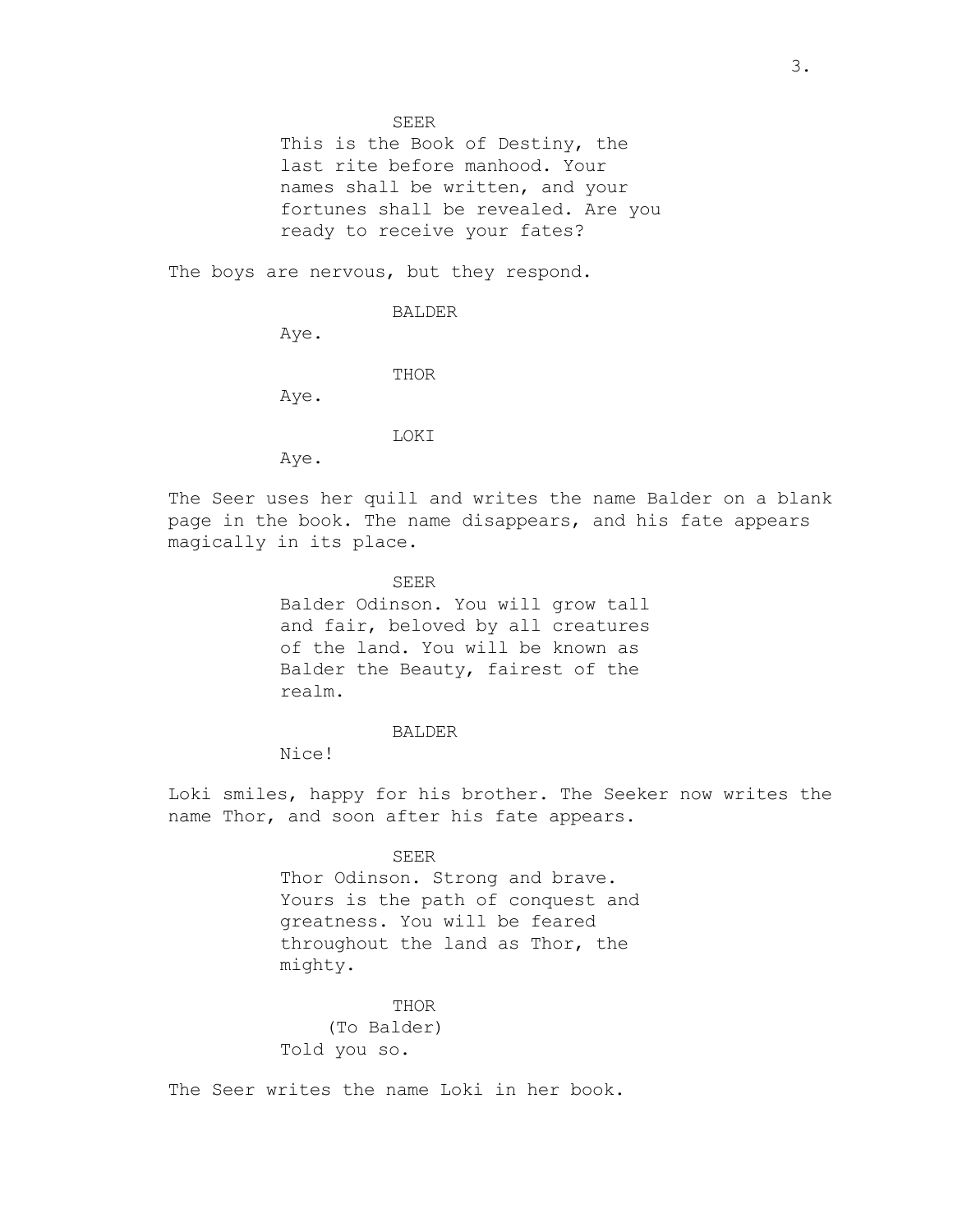SEER

This is the Book of Destiny, the last rite before manhood. Your names shall be written, and your fortunes shall be revealed. Are you ready to receive your fates?

The boys are nervous, but they respond.

BALDER

Aye.

THOR

Aye.

LOKI

Aye.

The Seer uses her quill and writes the name Balder on a blank page in the book. The name disappears, and his fate appears magically in its place.

SEER

Balder Odinson. You will grow tall and fair, beloved by all creatures of the land. You will be known as Balder the Beauty, fairest of the realm.

BALDER

Nice!

Loki smiles, happy for his brother. The Seeker now writes the name Thor, and soon after his fate appears.

SEER

Thor Odinson. Strong and brave. Yours is the path of conquest and greatness. You will be feared throughout the land as Thor, the mighty.

THOR

(To Balder)

Told you so.

The Seer writes the name Loki in her book.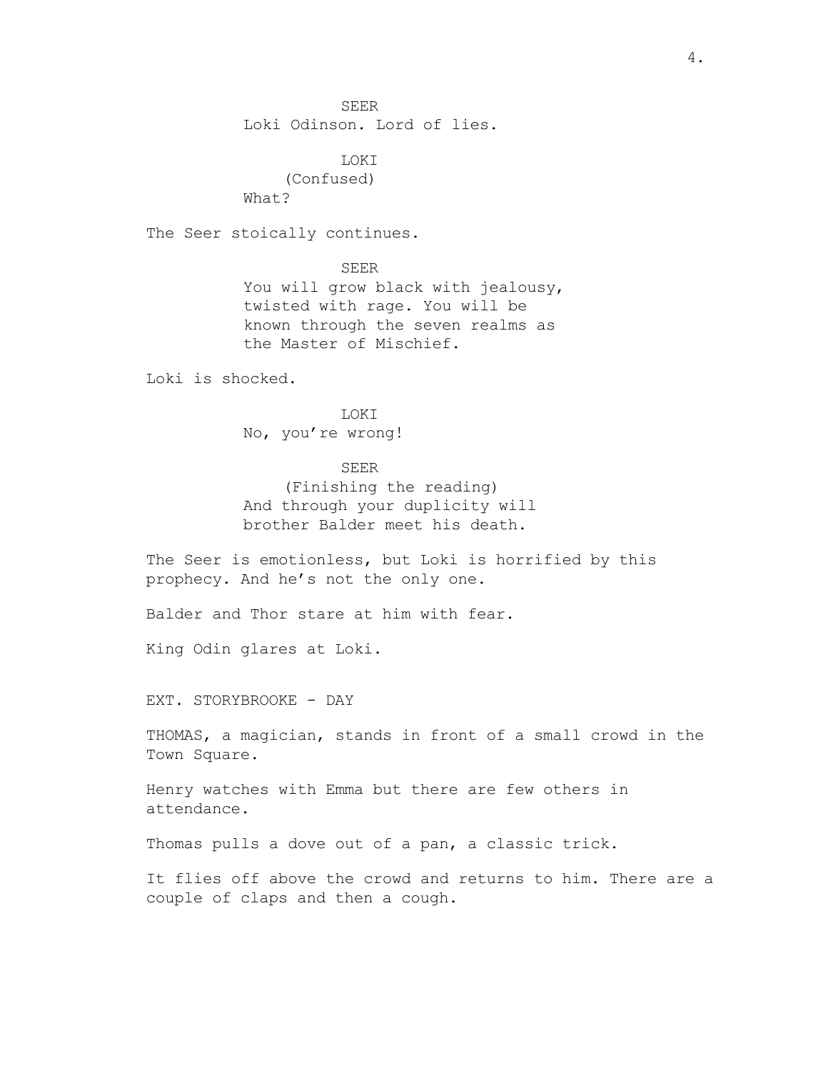SEER
Loki Odinson. Lord of lies.

LOKI
(Confused)
What?

The Seer stoically continues.

SEER
You will grow black with jealousy, twisted with rage. You will be known through the seven realms as the Master of Mischief.

Loki is shocked.

LOKI
No, you're wrong!

SEER
(Finishing the reading)
And through your duplicity will brother Balder meet his death.

The Seer is emotionless, but Loki is horrified by this prophecy. And he's not the only one.

Balder and Thor stare at him with fear.

King Odin glares at Loki.

EXT. STORYBROOKE - DAY

THOMAS, a magician, stands in front of a small crowd in the Town Square.

Henry watches with Emma but there are few others in attendance.

Thomas pulls a dove out of a pan, a classic trick.

It flies off above the crowd and returns to him. There are a couple of claps and then a cough.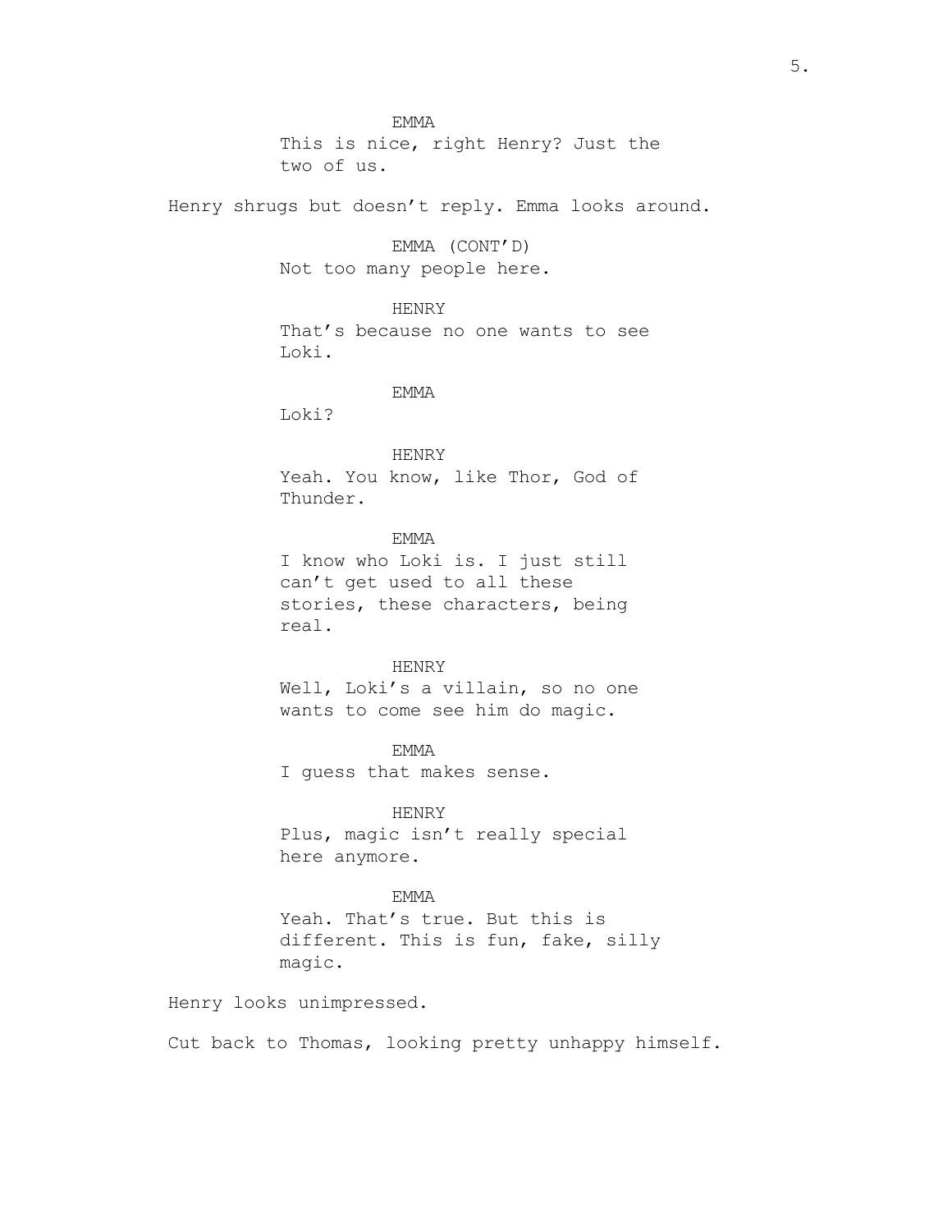EMMA

This is nice, right Henry? Just the two of us.

Henry shrugs but doesn't reply. Emma looks around.

EMMA (CONT'D)

Not too many people here.

HENRY

That's because no one wants to see Loki.

EMMA

Loki?

HENRY

Yeah. You know, like Thor, God of Thunder.

EMMA

I know who Loki is. I just still can't get used to all these stories, these characters, being real.

HENRY

Well, Loki's a villain, so no one wants to come see him do magic.

EMMA

I guess that makes sense.

HENRY

Plus, magic isn't really special here anymore.

EMMA

Yeah. That's true. But this is different. This is fun, fake, silly magic.

Henry looks unimpressed.

Cut back to Thomas, looking pretty unhappy himself.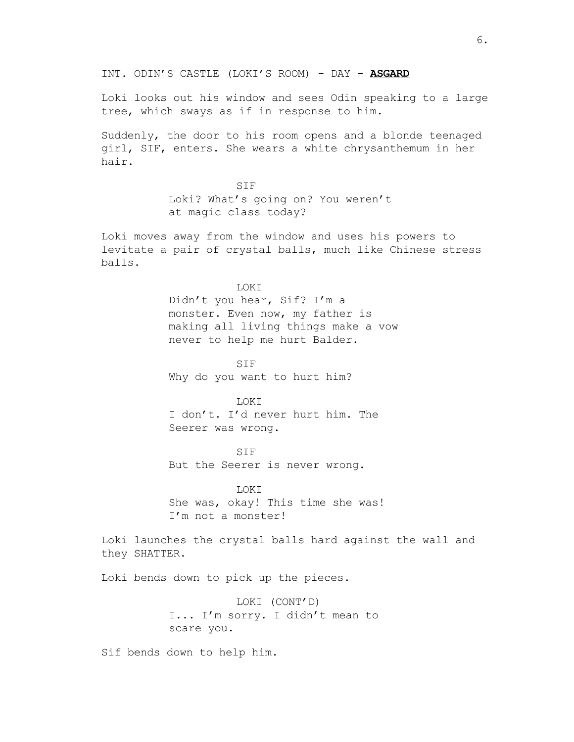INT. ODIN'S CASTLE (LOKI'S ROOM) - DAY - **ASGARD**

Loki looks out his window and sees Odin speaking to a large tree, which sways as if in response to him.

Suddenly, the door to his room opens and a blonde teenaged girl, SIF, enters. She wears a white chrysanthemum in her hair.

SIF
Loki? What's going on? You weren't at magic class today?

Loki moves away from the window and uses his powers to levitate a pair of crystal balls, much like Chinese stress balls.

LOKI
Didn't you hear, Sif? I'm a monster. Even now, my father is making all living things make a vow never to help me hurt Balder.

SIF
Why do you want to hurt him?

LOKI
I don't. I'd never hurt him. The Seerer was wrong.

SIF
But the Seerer is never wrong.

LOKI
She was, okay! This time she was! I'm not a monster!

Loki launches the crystal balls hard against the wall and they SHATTER.

Loki bends down to pick up the pieces.

LOKI (CONT'D)
I... I'm sorry. I didn't mean to scare you.

Sif bends down to help him.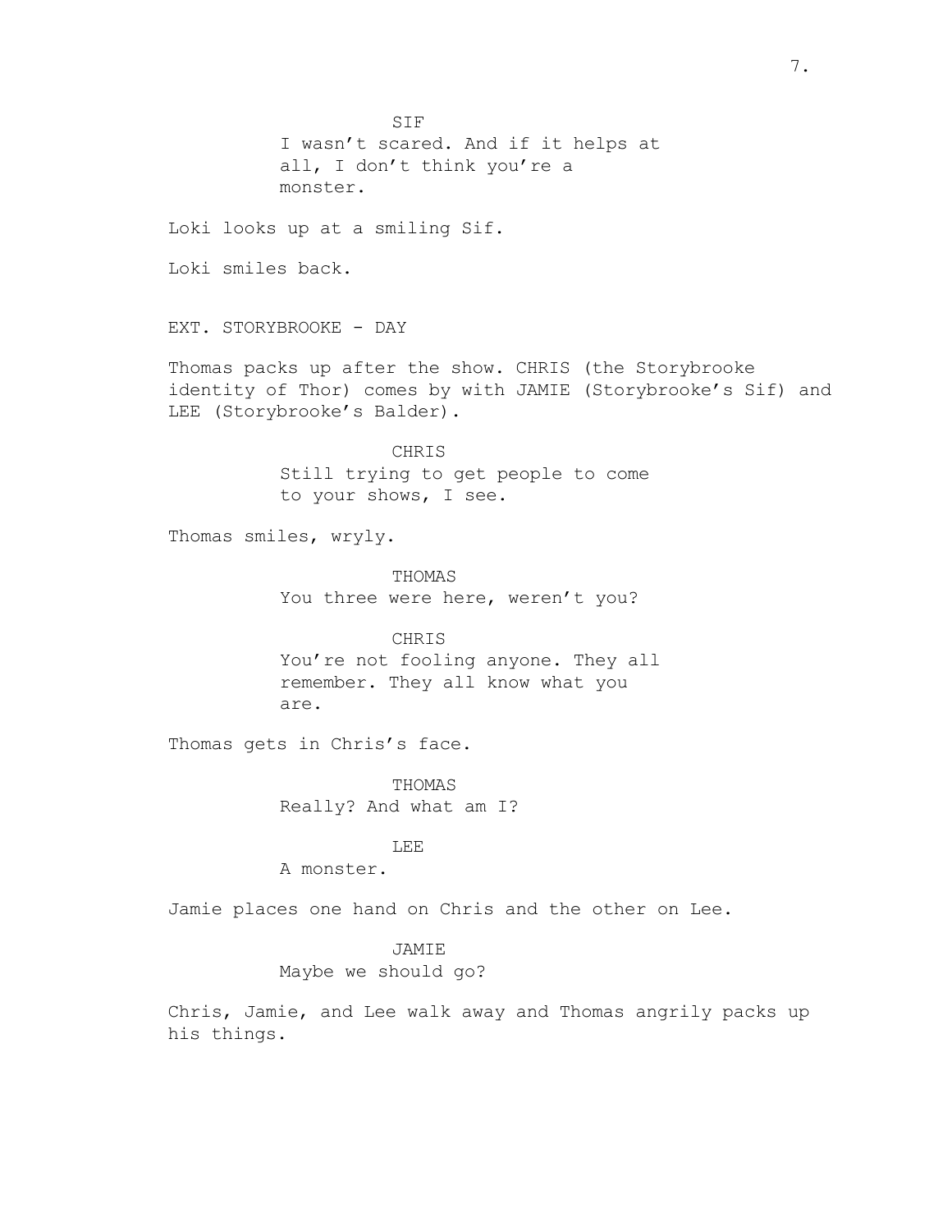SIF

I wasn't scared. And if it helps at all, I don't think you're a monster.

Loki looks up at a smiling Sif.

Loki smiles back.

EXT. STORYBROOKE - DAY

Thomas packs up after the show. CHRIS (the Storybrooke identity of Thor) comes by with JAMIE (Storybrooke's Sif) and LEE (Storybrooke's Balder).

CHRIS

Still trying to get people to come to your shows, I see.

Thomas smiles, wryly.

THOMAS

You three were here, weren't you?

CHRIS

You're not fooling anyone. They all remember. They all know what you are.

Thomas gets in Chris's face.

THOMAS

Really? And what am I?

LEE

A monster.

Jamie places one hand on Chris and the other on Lee.

JAMIE

Maybe we should go?

Chris, Jamie, and Lee walk away and Thomas angrily packs up his things.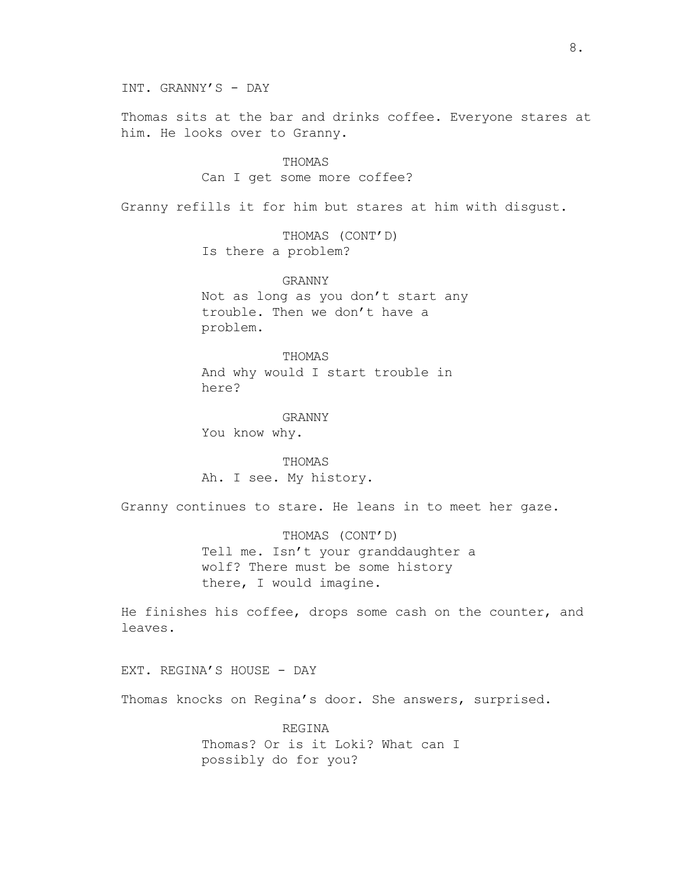INT. GRANNY'S - DAY

Thomas sits at the bar and drinks coffee. Everyone stares at him. He looks over to Granny.

THOMAS
Can I get some more coffee?

Granny refills it for him but stares at him with disgust.

THOMAS (CONT'D)
Is there a problem?

GRANNY
Not as long as you don't start any trouble. Then we don't have a problem.

THOMAS
And why would I start trouble in here?

GRANNY
You know why.

THOMAS
Ah. I see. My history.

Granny continues to stare. He leans in to meet her gaze.

THOMAS (CONT'D)
Tell me. Isn't your granddaughter a wolf? There must be some history there, I would imagine.

He finishes his coffee, drops some cash on the counter, and leaves.

EXT. REGINA'S HOUSE - DAY

Thomas knocks on Regina's door. She answers, surprised.

REGINA
Thomas? Or is it Loki? What can I possibly do for you?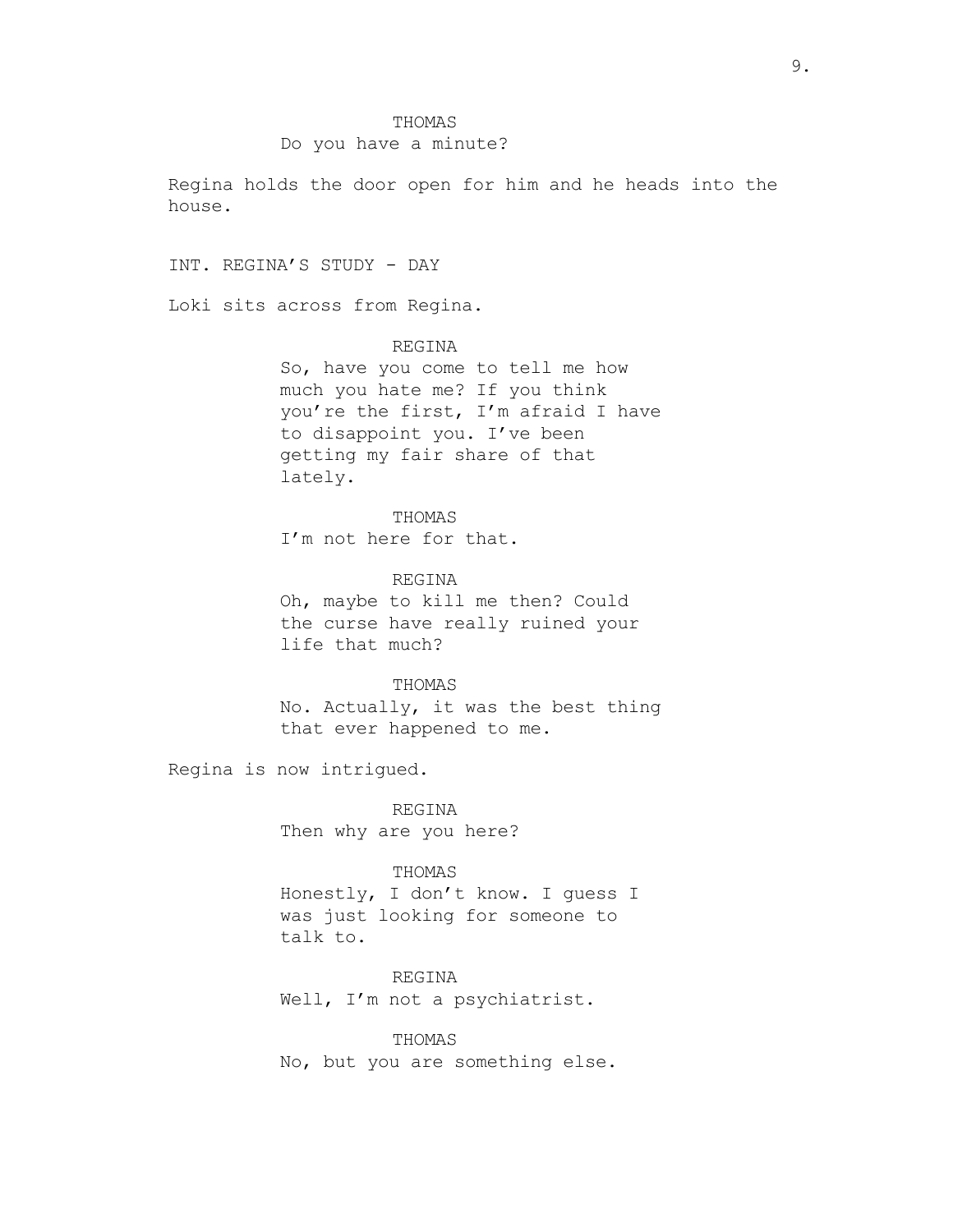THOMAS
Do you have a minute?

Regina holds the door open for him and he heads into the house.

INT. REGINA'S STUDY - DAY

Loki sits across from Regina.

REGINA
So, have you come to tell me how much you hate me? If you think you're the first, I'm afraid I have to disappoint you. I've been getting my fair share of that lately.

THOMAS
I'm not here for that.

REGINA
Oh, maybe to kill me then? Could the curse have really ruined your life that much?

THOMAS
No. Actually, it was the best thing that ever happened to me.

Regina is now intrigued.

REGINA
Then why are you here?

THOMAS
Honestly, I don't know. I guess I was just looking for someone to talk to.

REGINA
Well, I'm not a psychiatrist.

THOMAS
No, but you are something else.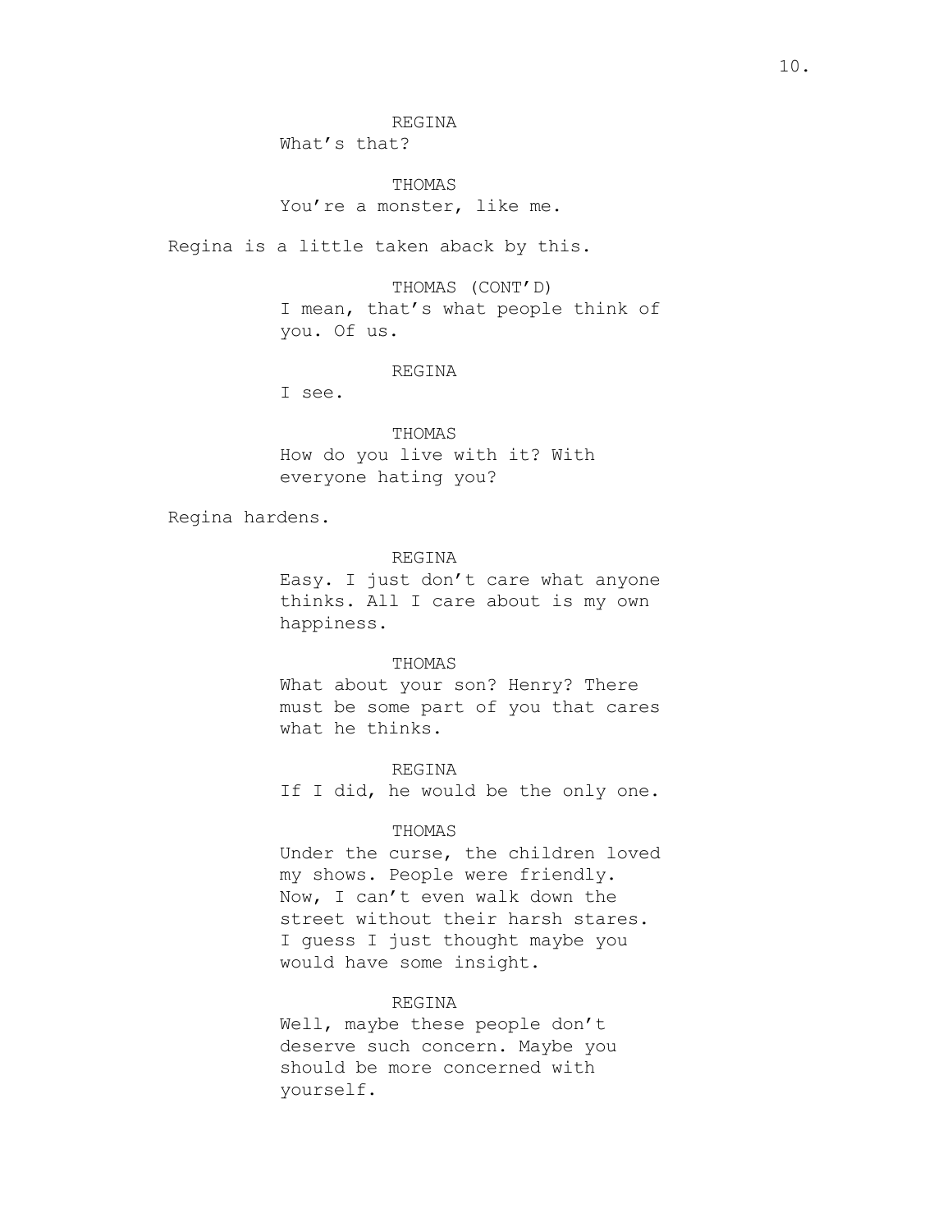REGINA
What's that?

THOMAS
You're a monster, like me.

Regina is a little taken aback by this.

THOMAS (CONT'D)
I mean, that's what people think of you. Of us.

REGINA
I see.

THOMAS
How do you live with it? With everyone hating you?

Regina hardens.

REGINA
Easy. I just don't care what anyone thinks. All I care about is my own happiness.

THOMAS
What about your son? Henry? There must be some part of you that cares what he thinks.

REGINA
If I did, he would be the only one.

THOMAS
Under the curse, the children loved my shows. People were friendly. Now, I can't even walk down the street without their harsh stares. I guess I just thought maybe you would have some insight.

REGINA
Well, maybe these people don't deserve such concern. Maybe you should be more concerned with yourself.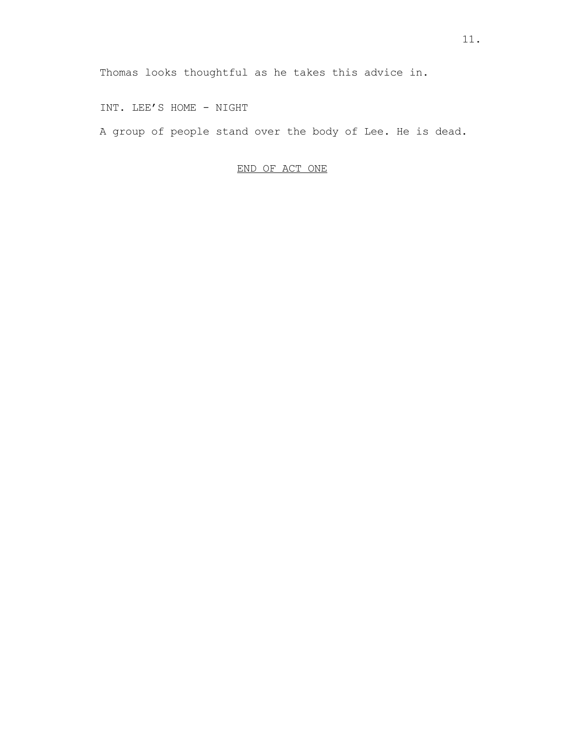Thomas looks thoughtful as he takes this advice in.

INT. LEE'S HOME - NIGHT

A group of people stand over the body of Lee. He is dead.

<u>END OF ACT ONE</u>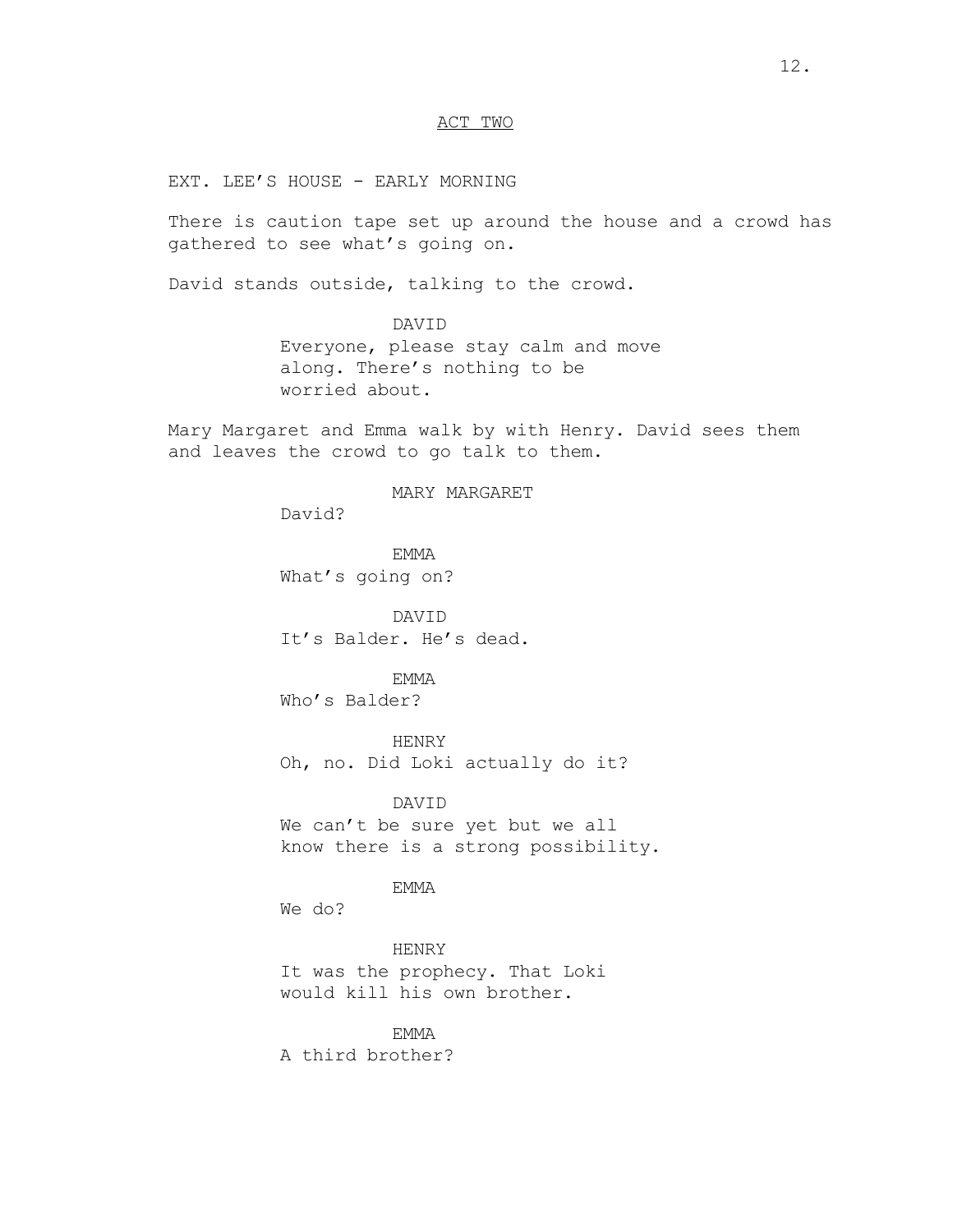ACT TWO

EXT. LEE'S HOUSE - EARLY MORNING

There is caution tape set up around the house and a crowd has gathered to see what's going on.

David stands outside, talking to the crowd.

DAVID
Everyone, please stay calm and move along. There's nothing to be worried about.

Mary Margaret and Emma walk by with Henry. David sees them and leaves the crowd to go talk to them.

MARY MARGARET
David?

EMMA
What's going on?

DAVID
It's Balder. He's dead.

EMMA
Who's Balder?

HENRY
Oh, no. Did Loki actually do it?

DAVID
We can't be sure yet but we all know there is a strong possibility.

EMMA
We do?

HENRY
It was the prophecy. That Loki would kill his own brother.

EMMA
A third brother?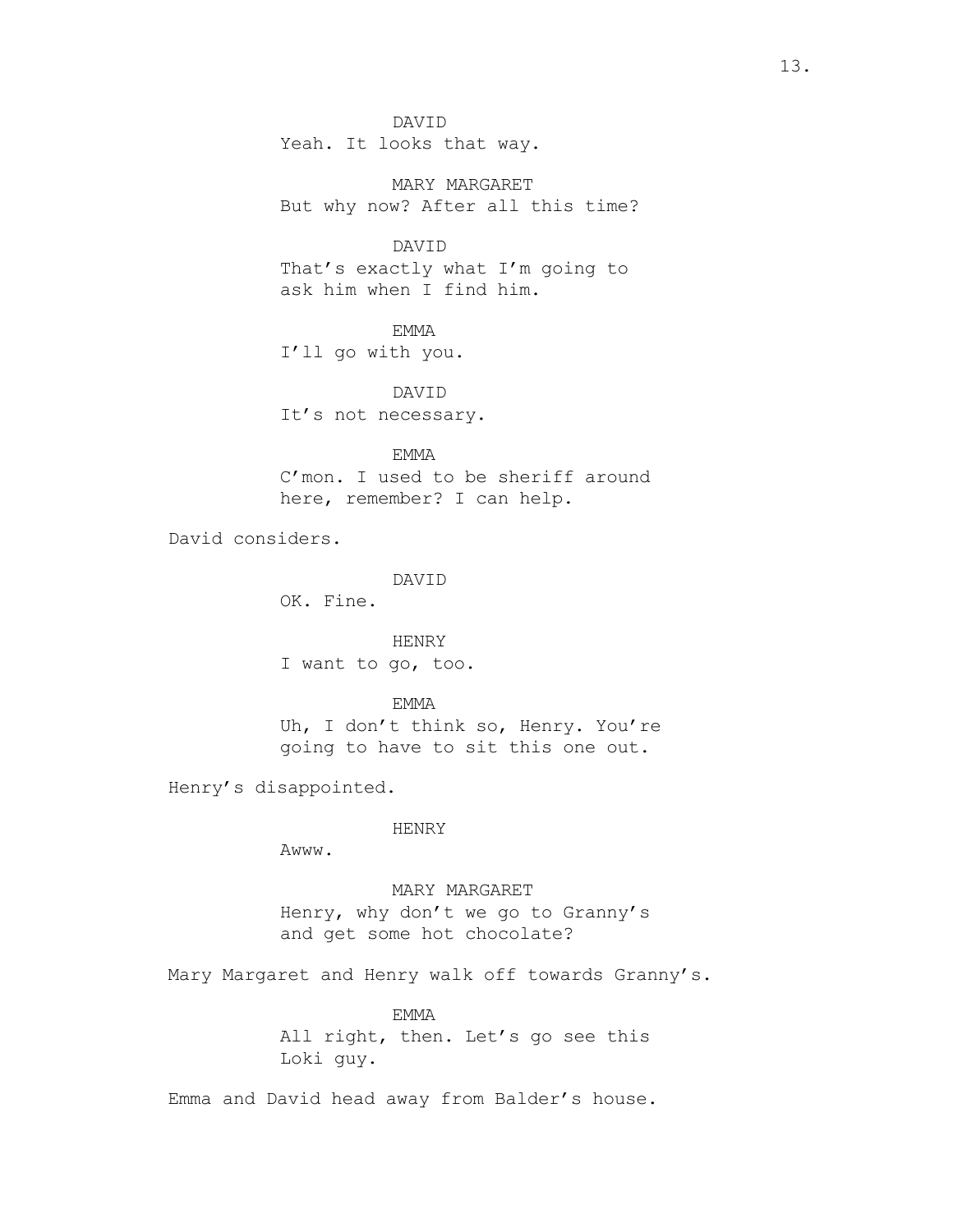DAVID
Yeah. It looks that way.

MARY MARGARET
But why now? After all this time?

DAVID
That's exactly what I'm going to ask him when I find him.

EMMA
I'll go with you.

DAVID
It's not necessary.

EMMA
C'mon. I used to be sheriff around here, remember? I can help.

David considers.

DAVID
OK. Fine.

HENRY
I want to go, too.

EMMA
Uh, I don't think so, Henry. You're going to have to sit this one out.

Henry's disappointed.

HENRY
Awww.

MARY MARGARET
Henry, why don't we go to Granny's and get some hot chocolate?

Mary Margaret and Henry walk off towards Granny's.

EMMA
All right, then. Let's go see this Loki guy.

Emma and David head away from Balder's house.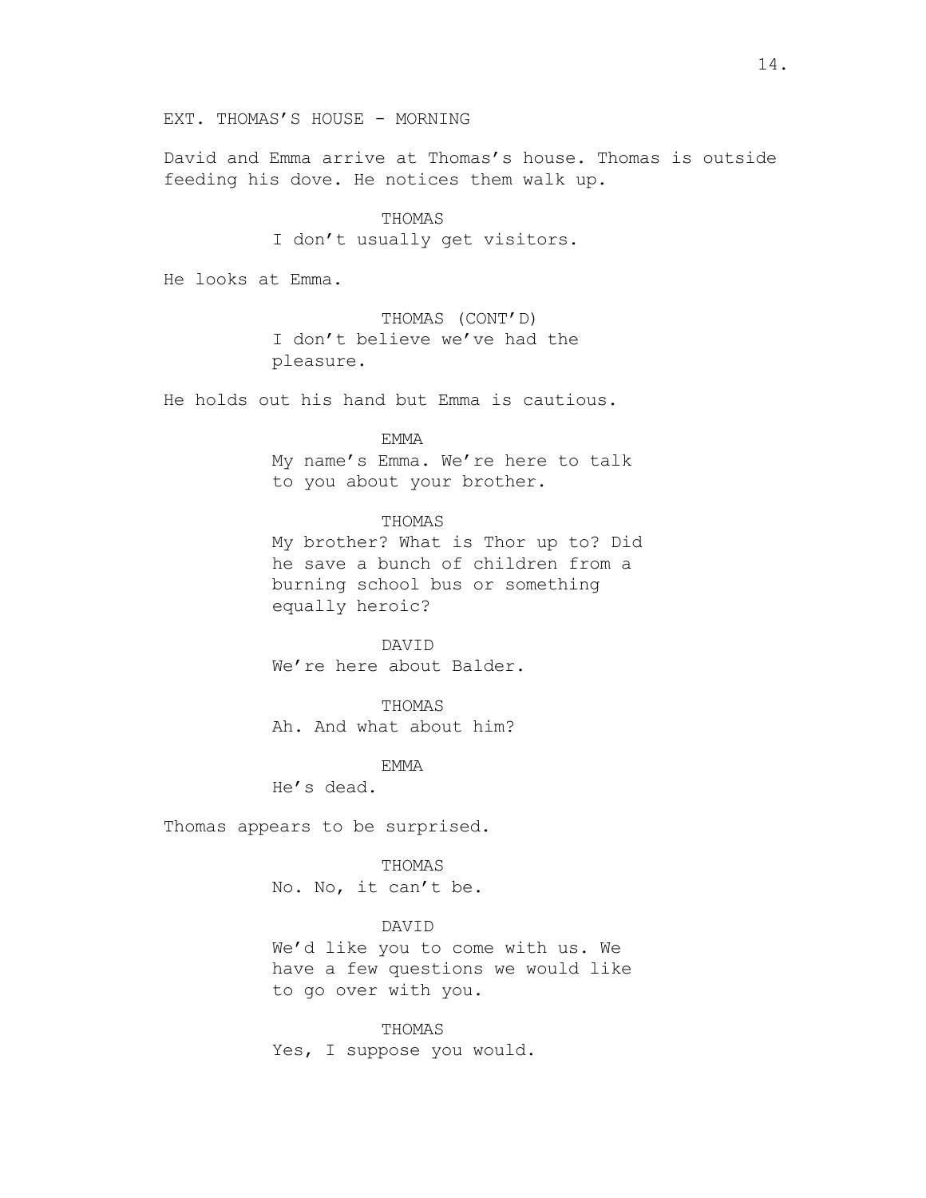EXT. THOMAS'S HOUSE - MORNING

David and Emma arrive at Thomas's house. Thomas is outside feeding his dove. He notices them walk up.

THOMAS
I don't usually get visitors.

He looks at Emma.

THOMAS (CONT'D)
I don't believe we've had the pleasure.

He holds out his hand but Emma is cautious.

EMMA
My name's Emma. We're here to talk to you about your brother.

THOMAS
My brother? What is Thor up to? Did he save a bunch of children from a burning school bus or something equally heroic?

DAVID
We're here about Balder.

THOMAS
Ah. And what about him?

EMMA
He's dead.

Thomas appears to be surprised.

THOMAS
No. No, it can't be.

DAVID
We'd like you to come with us. We have a few questions we would like to go over with you.

THOMAS
Yes, I suppose you would.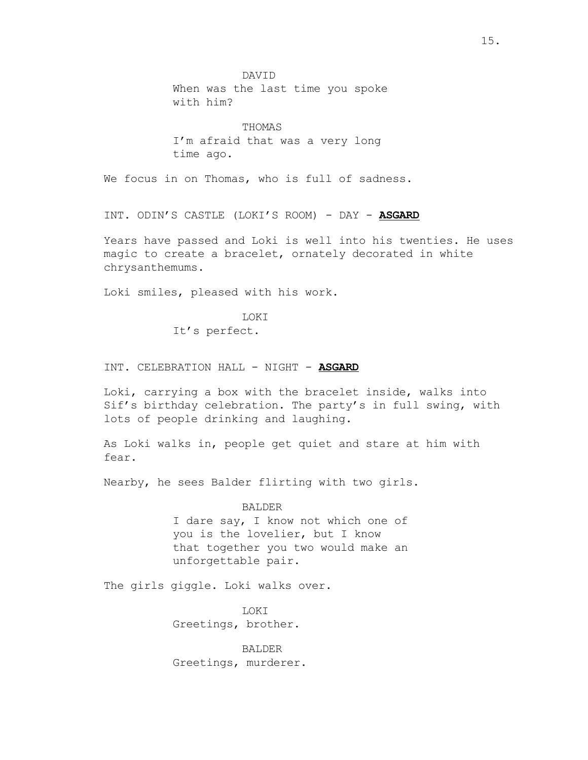DAVID
When was the last time you spoke with him?

THOMAS
I'm afraid that was a very long time ago.

We focus in on Thomas, who is full of sadness.

INT. ODIN'S CASTLE (LOKI'S ROOM) - DAY - **ASGARD**

Years have passed and Loki is well into his twenties. He uses magic to create a bracelet, ornately decorated in white chrysanthemums.

Loki smiles, pleased with his work.

LOKI
It's perfect.

INT. CELEBRATION HALL - NIGHT - **ASGARD**

Loki, carrying a box with the bracelet inside, walks into Sif's birthday celebration. The party's in full swing, with lots of people drinking and laughing.

As Loki walks in, people get quiet and stare at him with fear.

Nearby, he sees Balder flirting with two girls.

BALDER
I dare say, I know not which one of you is the lovelier, but I know that together you two would make an unforgettable pair.

The girls giggle. Loki walks over.

LOKI
Greetings, brother.

BALDER
Greetings, murderer.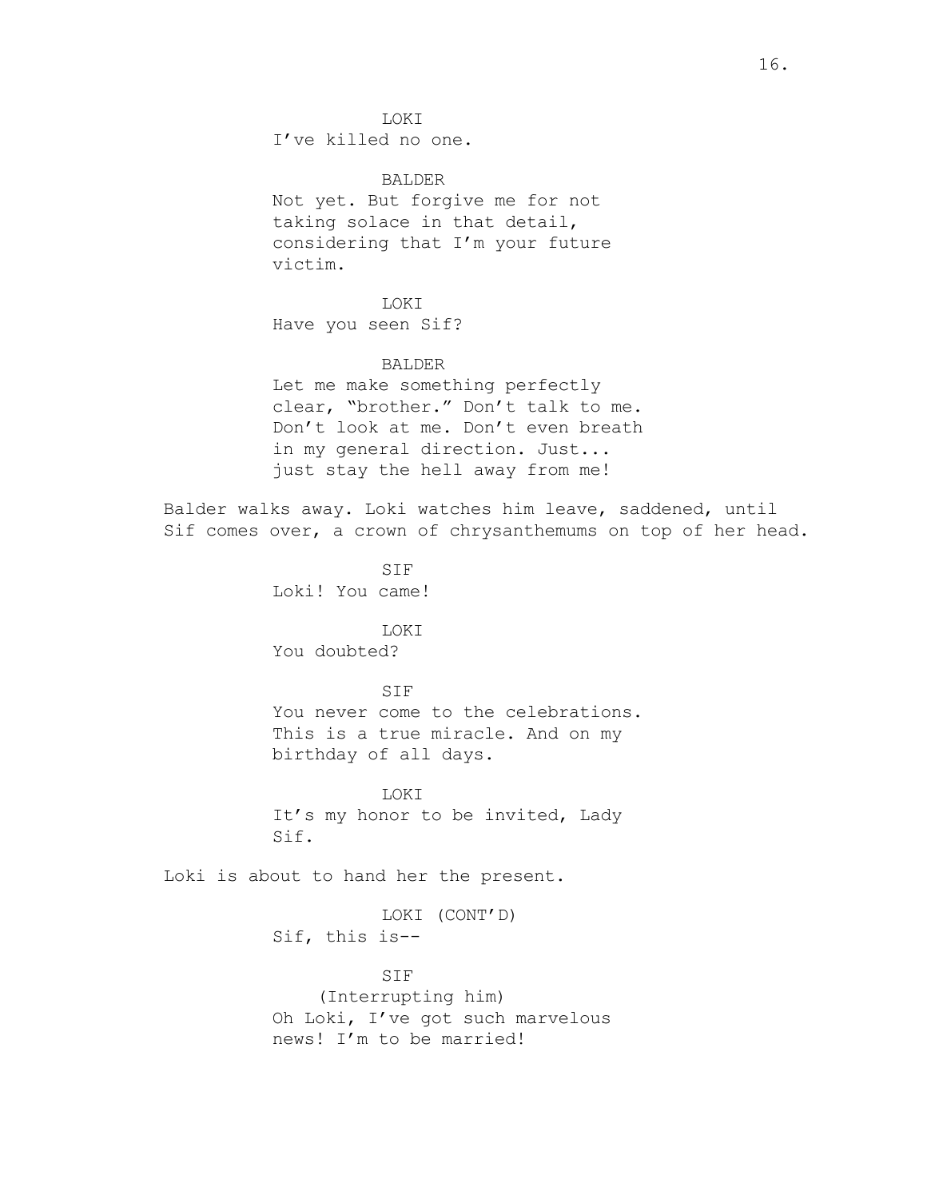LOKI

I've killed no one.

BALDER

Not yet. But forgive me for not taking solace in that detail, considering that I'm your future victim.

LOKI

Have you seen Sif?

BALDER

Let me make something perfectly clear, "brother." Don't talk to me. Don't look at me. Don't even breath in my general direction. Just... just stay the hell away from me!

Balder walks away. Loki watches him leave, saddened, until Sif comes over, a crown of chrysanthemums on top of her head.

SIF

Loki! You came!

LOKI

You doubted?

SIF

You never come to the celebrations. This is a true miracle. And on my birthday of all days.

LOKI

It's my honor to be invited, Lady Sif.

Loki is about to hand her the present.

LOKI (CONT'D)

Sif, this is--

SIF

(Interrupting him)

Oh Loki, I've got such marvelous news! I'm to be married!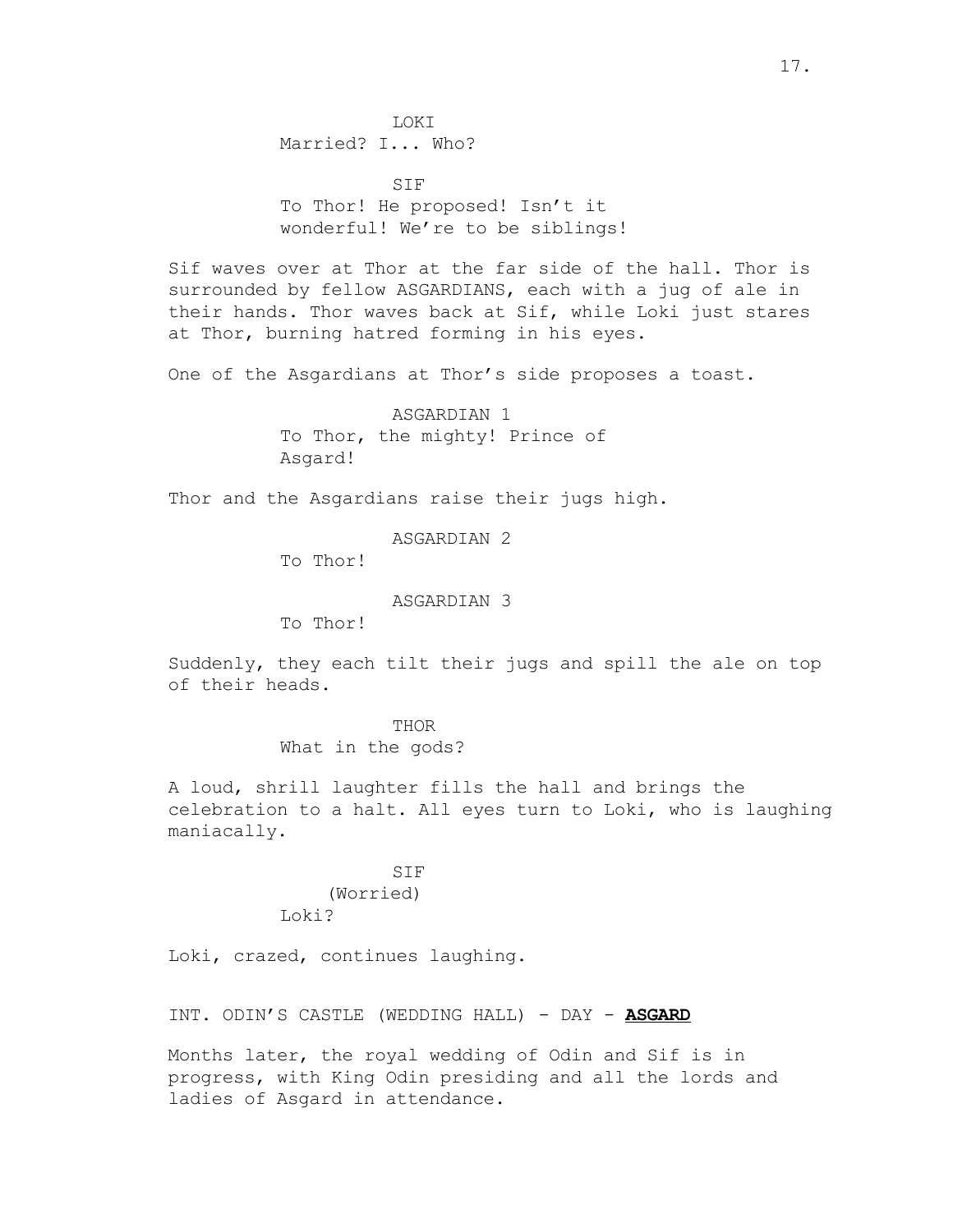LOKI
Married? I... Who?

SIF
To Thor! He proposed! Isn't it wonderful! We're to be siblings!

Sif waves over at Thor at the far side of the hall. Thor is surrounded by fellow ASGARDIANS, each with a jug of ale in their hands. Thor waves back at Sif, while Loki just stares at Thor, burning hatred forming in his eyes.

One of the Asgardians at Thor's side proposes a toast.

ASGARDIAN 1
To Thor, the mighty! Prince of Asgard!

Thor and the Asgardians raise their jugs high.

ASGARDIAN 2
To Thor!

ASGARDIAN 3
To Thor!

Suddenly, they each tilt their jugs and spill the ale on top of their heads.

THOR
What in the gods?

A loud, shrill laughter fills the hall and brings the celebration to a halt. All eyes turn to Loki, who is laughing maniacally.

SIF
(Worried)
Loki?

Loki, crazed, continues laughing.

INT. ODIN'S CASTLE (WEDDING HALL) - DAY - **ASGARD**

Months later, the royal wedding of Odin and Sif is in progress, with King Odin presiding and all the lords and ladies of Asgard in attendance.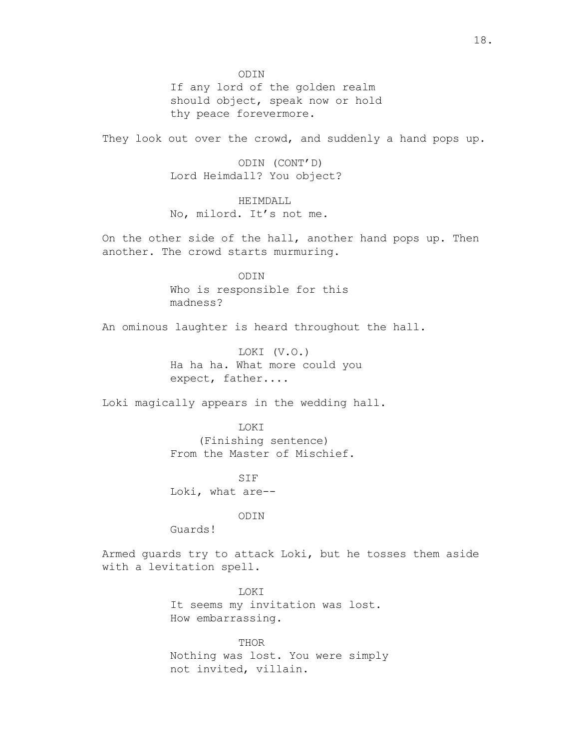ODIN

If any lord of the golden realm should object, speak now or hold thy peace forevermore.

They look out over the crowd, and suddenly a hand pops up.

ODIN (CONT'D)

Lord Heimdall? You object?

HEIMDALL

No, milord. It's not me.

On the other side of the hall, another hand pops up. Then another. The crowd starts murmuring.

ODIN

Who is responsible for this madness?

An ominous laughter is heard throughout the hall.

LOKI (V.O.)

Ha ha ha. What more could you expect, father....

Loki magically appears in the wedding hall.

LOKI

(Finishing sentence)

From the Master of Mischief.

SIF

Loki, what are--

ODIN

Guards!

Armed guards try to attack Loki, but he tosses them aside with a levitation spell.

LOKI

It seems my invitation was lost. How embarrassing.

THOR

Nothing was lost. You were simply not invited, villain.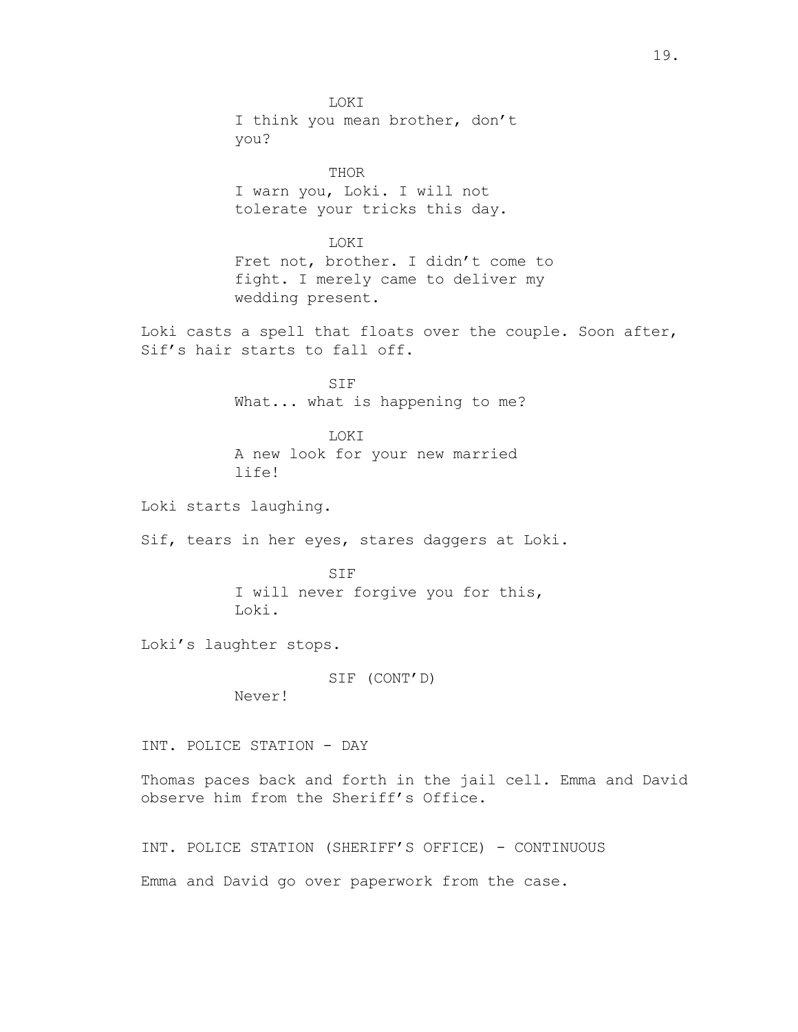LOKI
I think you mean brother, don't you?

THOR
I warn you, Loki. I will not tolerate your tricks this day.

LOKI
Fret not, brother. I didn't come to fight. I merely came to deliver my wedding present.

Loki casts a spell that floats over the couple. Soon after, Sif's hair starts to fall off.

SIF
What... what is happening to me?

LOKI
A new look for your new married life!

Loki starts laughing.

Sif, tears in her eyes, stares daggers at Loki.

SIF
I will never forgive you for this, Loki.

Loki's laughter stops.

SIF (CONT'D)
Never!

INT. POLICE STATION - DAY

Thomas paces back and forth in the jail cell. Emma and David observe him from the Sheriff's Office.

INT. POLICE STATION (SHERIFF'S OFFICE) - CONTINUOUS

Emma and David go over paperwork from the case.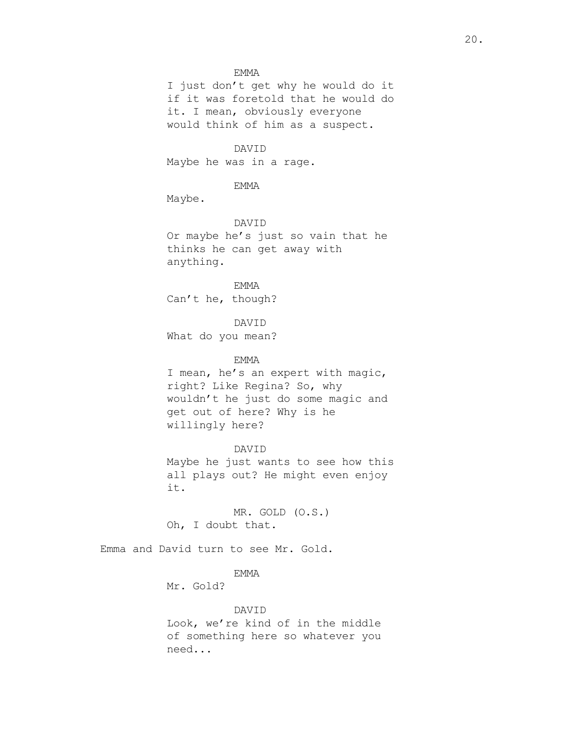EMMA

I just don't get why he would do it if it was foretold that he would do it. I mean, obviously everyone would think of him as a suspect.

DAVID

Maybe he was in a rage.

EMMA

Maybe.

DAVID

Or maybe he's just so vain that he thinks he can get away with anything.

EMMA

Can't he, though?

DAVID

What do you mean?

EMMA

I mean, he's an expert with magic, right? Like Regina? So, why wouldn't he just do some magic and get out of here? Why is he willingly here?

DAVID

Maybe he just wants to see how this all plays out? He might even enjoy it.

MR. GOLD (O.S.)

Oh, I doubt that.

Emma and David turn to see Mr. Gold.

EMMA

Mr. Gold?

DAVID

Look, we're kind of in the middle of something here so whatever you need...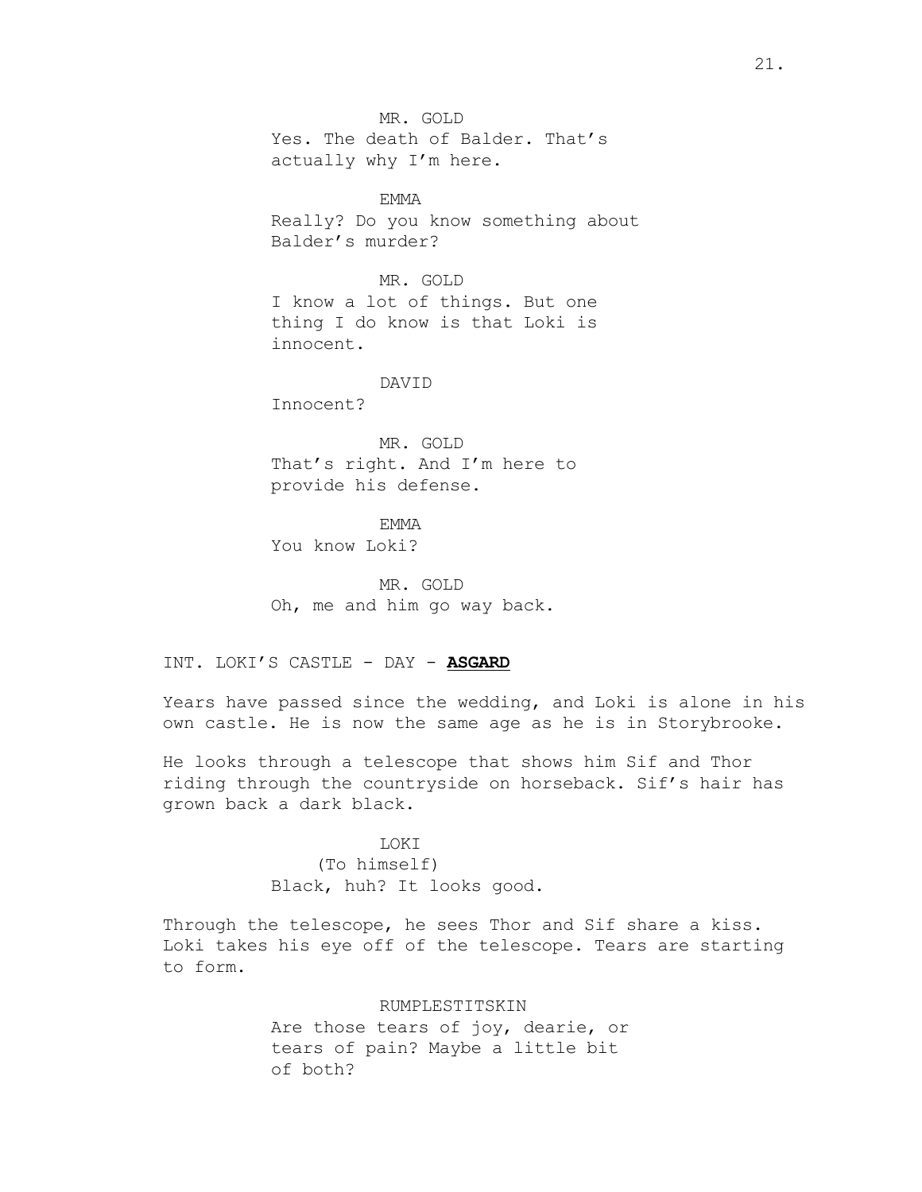MR. GOLD
Yes. The death of Balder. That's actually why I'm here.

EMMA
Really? Do you know something about Balder's murder?

MR. GOLD
I know a lot of things. But one thing I do know is that Loki is innocent.

DAVID
Innocent?

MR. GOLD
That's right. And I'm here to provide his defense.

EMMA
You know Loki?

MR. GOLD
Oh, me and him go way back.

INT. LOKI'S CASTLE - DAY - **ASGARD**

Years have passed since the wedding, and Loki is alone in his own castle. He is now the same age as he is in Storybrooke.

He looks through a telescope that shows him Sif and Thor riding through the countryside on horseback. Sif's hair has grown back a dark black.

LOKI
(To himself)
Black, huh? It looks good.

Through the telescope, he sees Thor and Sif share a kiss. Loki takes his eye off of the telescope. Tears are starting to form.

RUMPLESTITSKIN
Are those tears of joy, dearie, or tears of pain? Maybe a little bit of both?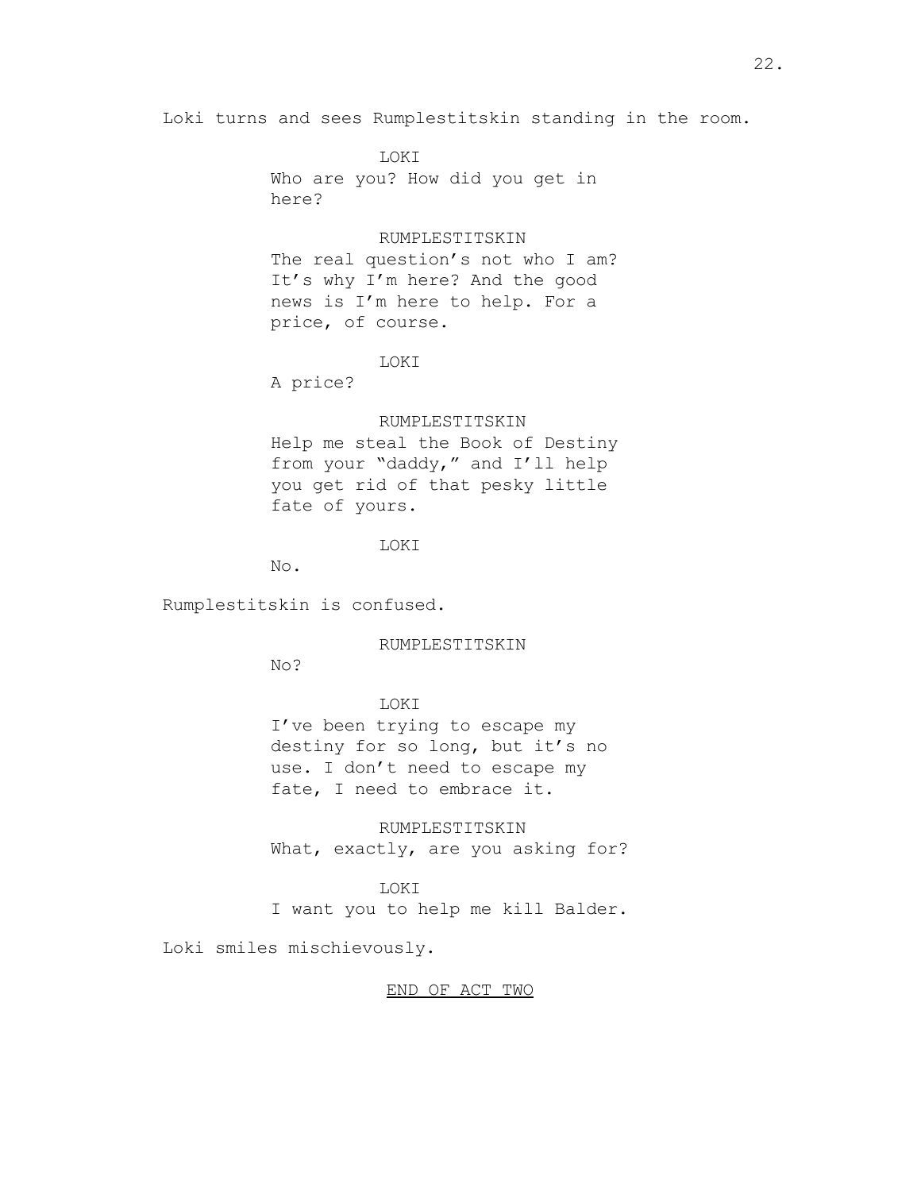Loki turns and sees Rumplestitskin standing in the room.

LOKI
Who are you? How did you get in here?

RUMPLESTITSKIN
The real question's not who I am? It's why I'm here? And the good news is I'm here to help. For a price, of course.

LOKI
A price?

RUMPLESTITSKIN
Help me steal the Book of Destiny from your "daddy," and I'll help you get rid of that pesky little fate of yours.

LOKI
No.

Rumplestitskin is confused.

RUMPLESTITSKIN
No?

LOKI
I've been trying to escape my destiny for so long, but it's no use. I don't need to escape my fate, I need to embrace it.

RUMPLESTITSKIN
What, exactly, are you asking for?

LOKI
I want you to help me kill Balder.

Loki smiles mischievously.

END OF ACT TWO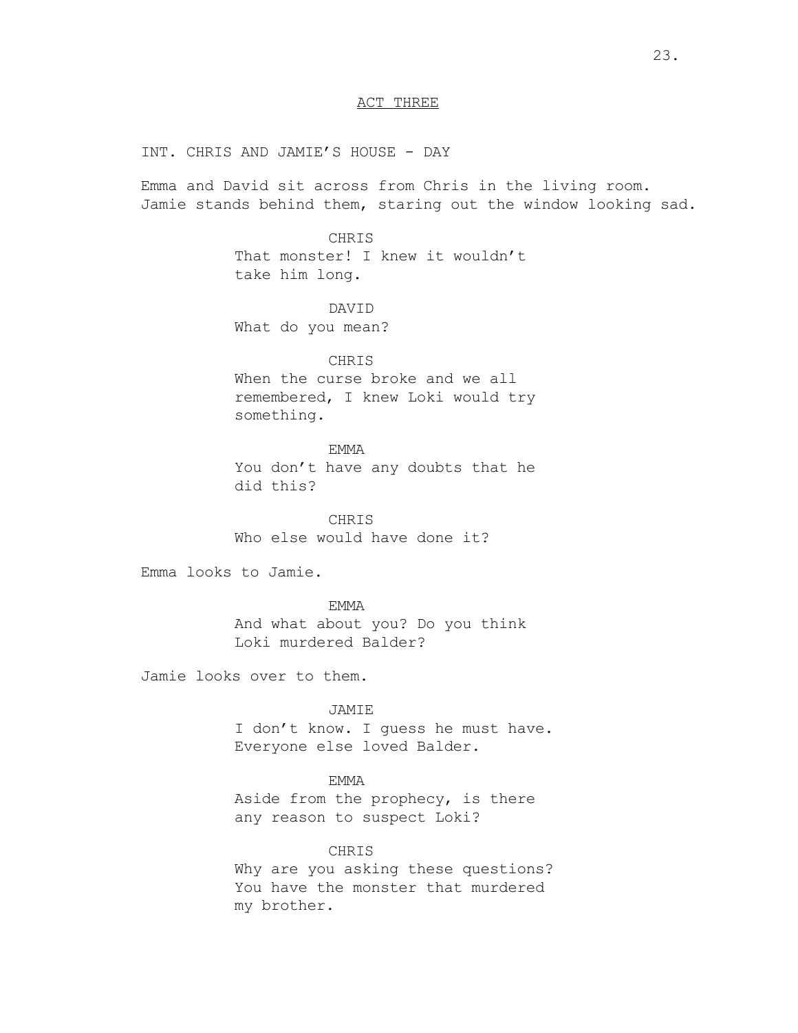ACT THREE

INT. CHRIS AND JAMIE'S HOUSE - DAY

Emma and David sit across from Chris in the living room. Jamie stands behind them, staring out the window looking sad.

CHRIS
That monster! I knew it wouldn't take him long.

DAVID
What do you mean?

CHRIS
When the curse broke and we all remembered, I knew Loki would try something.

EMMA
You don't have any doubts that he did this?

CHRIS
Who else would have done it?

Emma looks to Jamie.

EMMA
And what about you? Do you think Loki murdered Balder?

Jamie looks over to them.

JAMIE
I don't know. I guess he must have. Everyone else loved Balder.

EMMA
Aside from the prophecy, is there any reason to suspect Loki?

CHRIS
Why are you asking these questions? You have the monster that murdered my brother.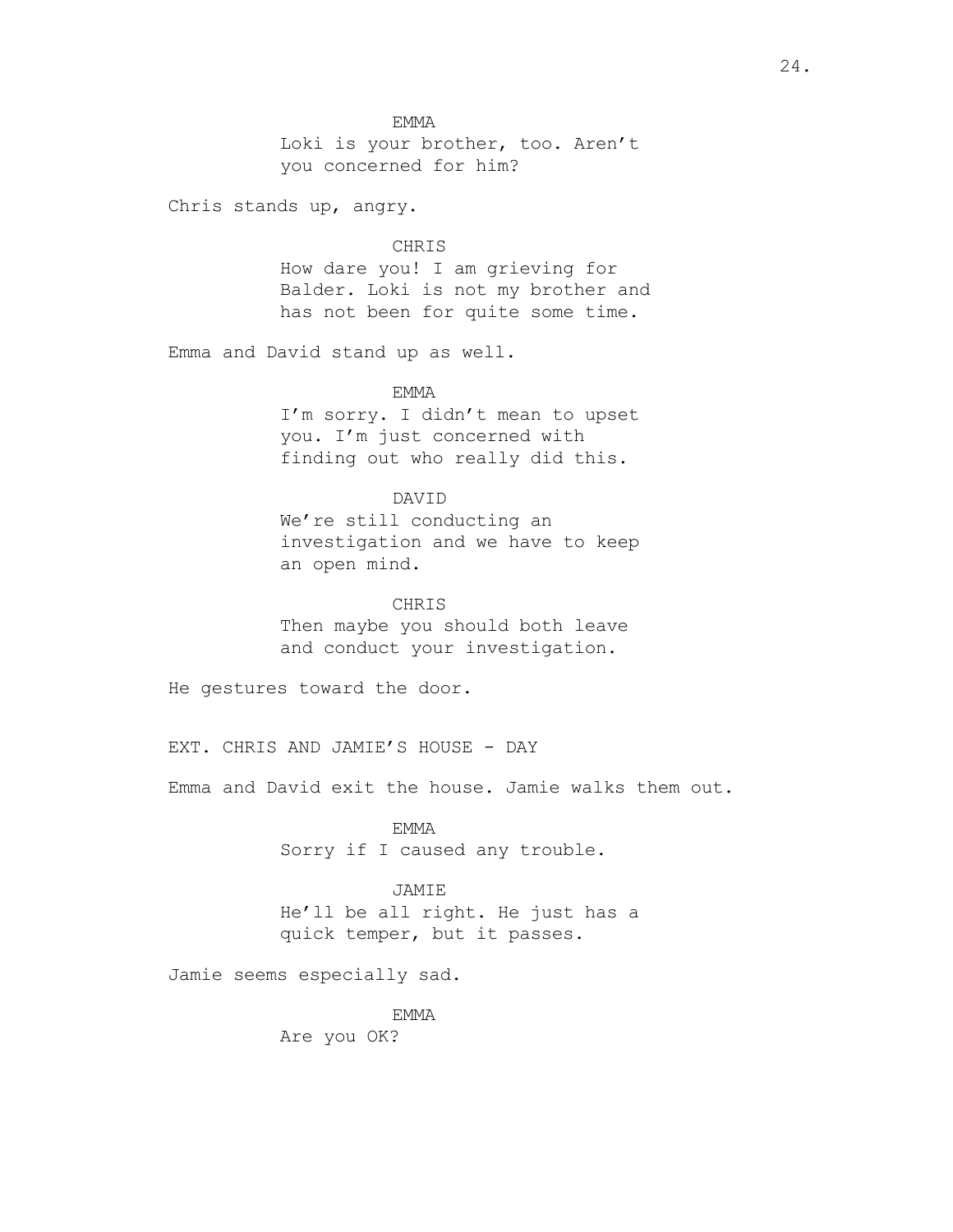EMMA

Loki is your brother, too. Aren't you concerned for him?

Chris stands up, angry.

CHRIS

How dare you! I am grieving for Balder. Loki is not my brother and has not been for quite some time.

Emma and David stand up as well.

EMMA

I'm sorry. I didn't mean to upset you. I'm just concerned with finding out who really did this.

DAVID

We're still conducting an investigation and we have to keep an open mind.

CHRIS

Then maybe you should both leave and conduct your investigation.

He gestures toward the door.

EXT. CHRIS AND JAMIE'S HOUSE - DAY

Emma and David exit the house. Jamie walks them out.

EMMA

Sorry if I caused any trouble.

JAMIE

He'll be all right. He just has a quick temper, but it passes.

Jamie seems especially sad.

EMMA

Are you OK?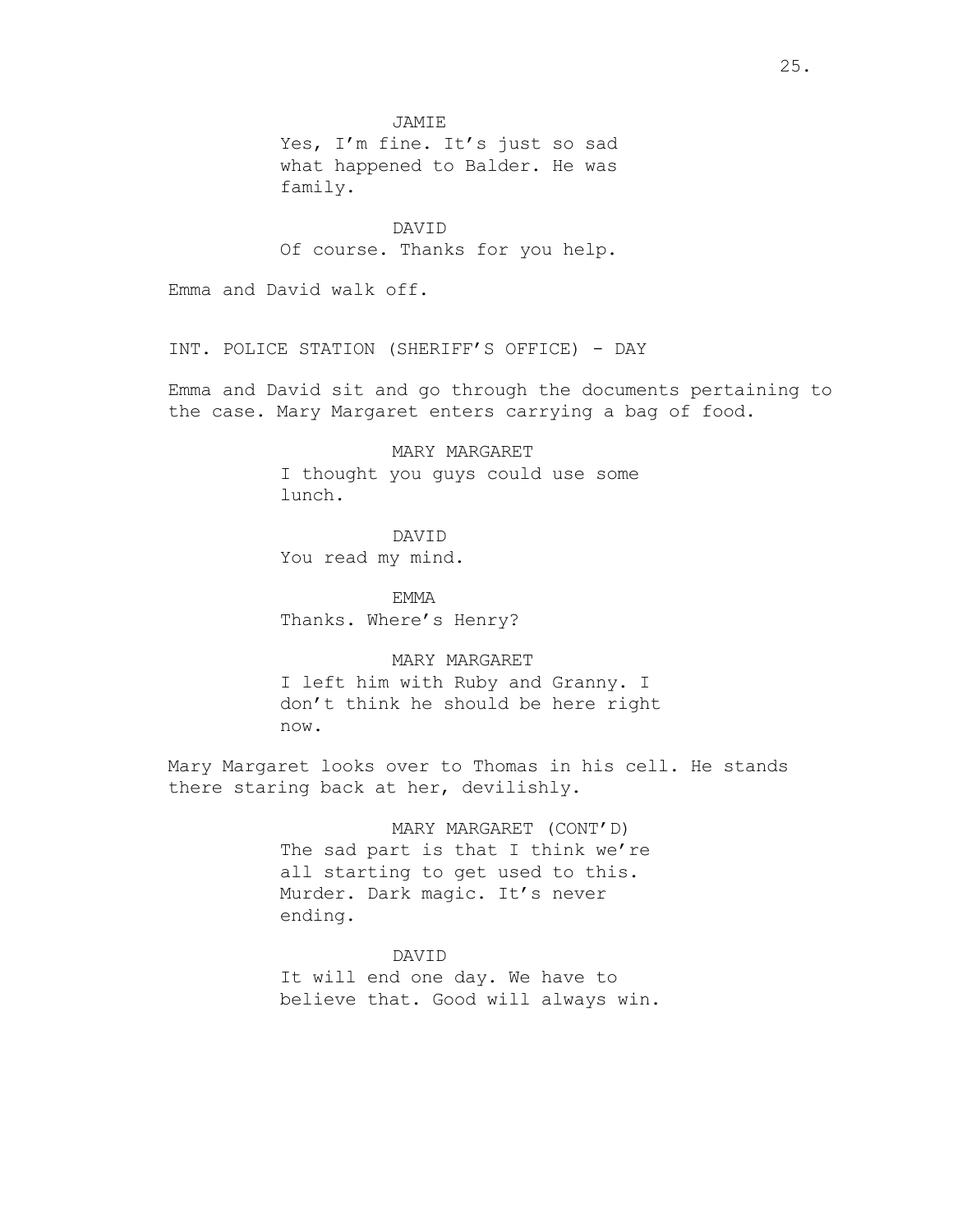JAMIE
Yes, I'm fine. It's just so sad what happened to Balder. He was family.

DAVID
Of course. Thanks for you help.

Emma and David walk off.

INT. POLICE STATION (SHERIFF'S OFFICE) - DAY

Emma and David sit and go through the documents pertaining to the case. Mary Margaret enters carrying a bag of food.

MARY MARGARET
I thought you guys could use some lunch.

DAVID
You read my mind.

EMMA
Thanks. Where's Henry?

MARY MARGARET
I left him with Ruby and Granny. I don't think he should be here right now.

Mary Margaret looks over to Thomas in his cell. He stands there staring back at her, devilishly.

MARY MARGARET (CONT'D)
The sad part is that I think we're all starting to get used to this. Murder. Dark magic. It's never ending.

DAVID
It will end one day. We have to believe that. Good will always win.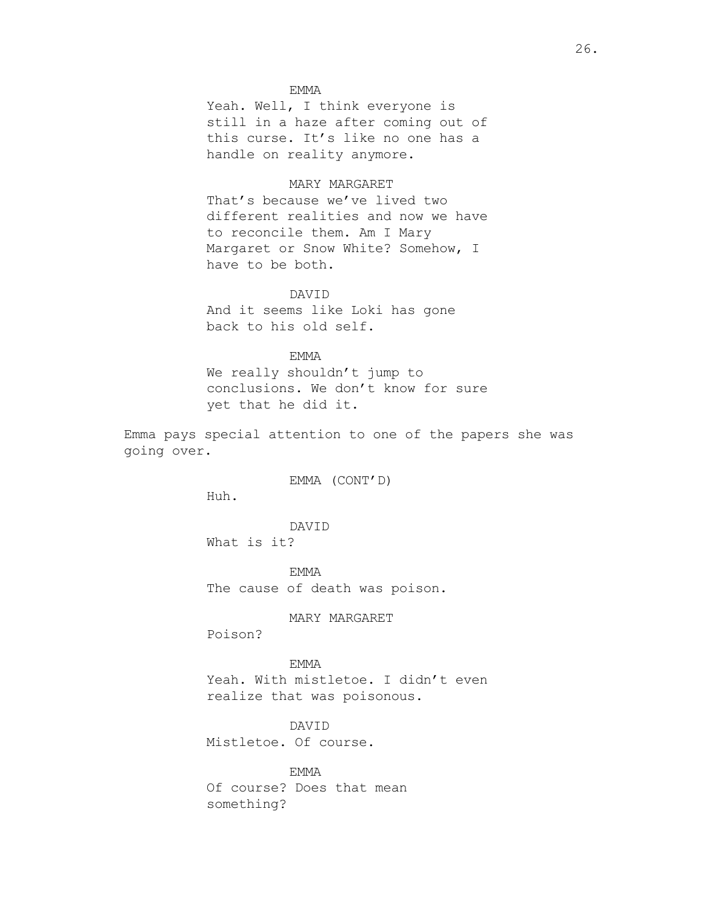EMMA
Yeah. Well, I think everyone is still in a haze after coming out of this curse. It's like no one has a handle on reality anymore.

MARY MARGARET
That's because we've lived two different realities and now we have to reconcile them. Am I Mary Margaret or Snow White? Somehow, I have to be both.

DAVID
And it seems like Loki has gone back to his old self.

EMMA
We really shouldn't jump to conclusions. We don't know for sure yet that he did it.

Emma pays special attention to one of the papers she was going over.

EMMA (CONT'D)
Huh.

DAVID
What is it?

EMMA
The cause of death was poison.

MARY MARGARET
Poison?

EMMA
Yeah. With mistletoe. I didn't even realize that was poisonous.

DAVID
Mistletoe. Of course.

EMMA
Of course? Does that mean something?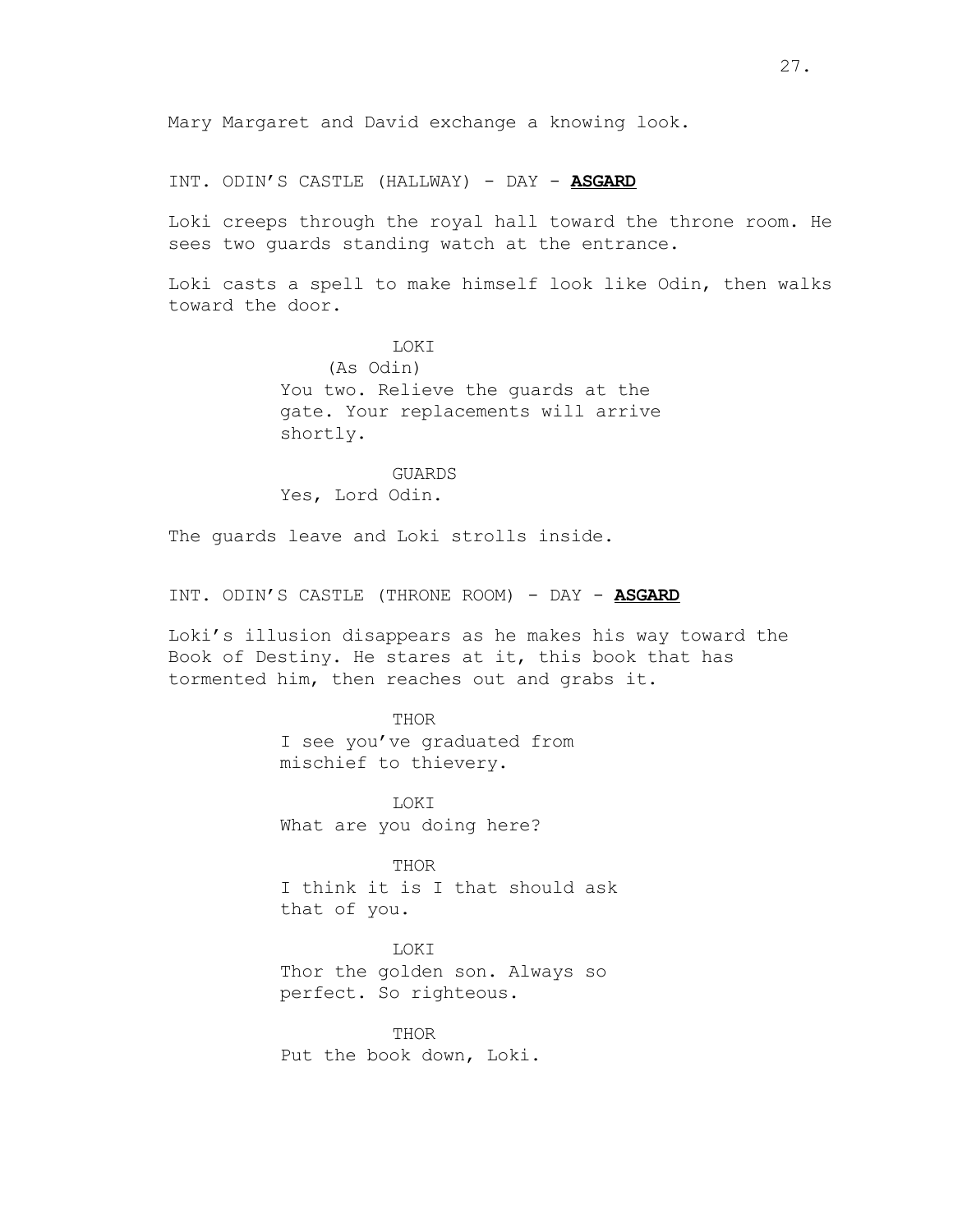Mary Margaret and David exchange a knowing look.

INT. ODIN'S CASTLE (HALLWAY) - DAY - **ASGARD**

Loki creeps through the royal hall toward the throne room. He sees two guards standing watch at the entrance.

Loki casts a spell to make himself look like Odin, then walks toward the door.

LOKI
(As Odin)
You two. Relieve the guards at the gate. Your replacements will arrive shortly.

GUARDS
Yes, Lord Odin.

The guards leave and Loki strolls inside.

INT. ODIN'S CASTLE (THRONE ROOM) - DAY - **ASGARD**

Loki's illusion disappears as he makes his way toward the Book of Destiny. He stares at it, this book that has tormented him, then reaches out and grabs it.

THOR
I see you've graduated from mischief to thievery.

LOKI
What are you doing here?

THOR
I think it is I that should ask that of you.

LOKI
Thor the golden son. Always so perfect. So righteous.

THOR
Put the book down, Loki.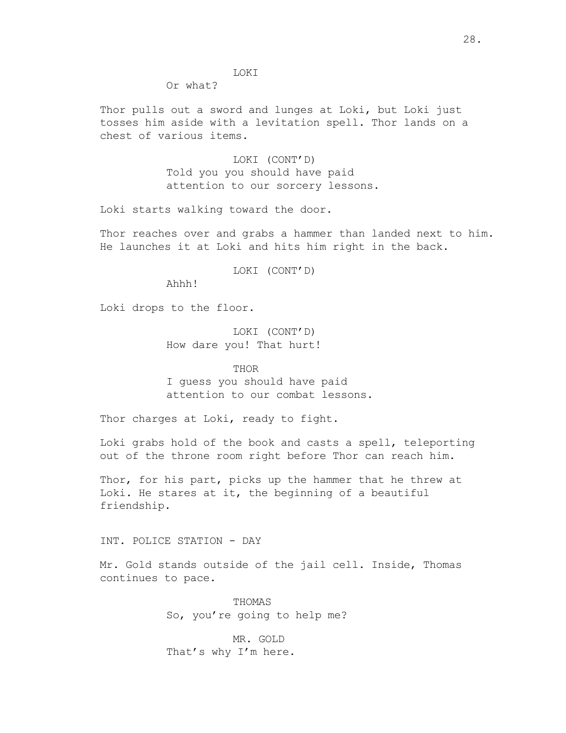LOKI

Or what?

Thor pulls out a sword and lunges at Loki, but Loki just tosses him aside with a levitation spell. Thor lands on a chest of various items.

LOKI (CONT'D)

Told you you should have paid attention to our sorcery lessons.

Loki starts walking toward the door.

Thor reaches over and grabs a hammer than landed next to him. He launches it at Loki and hits him right in the back.

LOKI (CONT'D)

Ahhh!

Loki drops to the floor.

LOKI (CONT'D)

How dare you! That hurt!

THOR

I guess you should have paid attention to our combat lessons.

Thor charges at Loki, ready to fight.

Loki grabs hold of the book and casts a spell, teleporting out of the throne room right before Thor can reach him.

Thor, for his part, picks up the hammer that he threw at Loki. He stares at it, the beginning of a beautiful friendship.

INT. POLICE STATION - DAY

Mr. Gold stands outside of the jail cell. Inside, Thomas continues to pace.

THOMAS

So, you're going to help me?

MR. GOLD

That's why I'm here.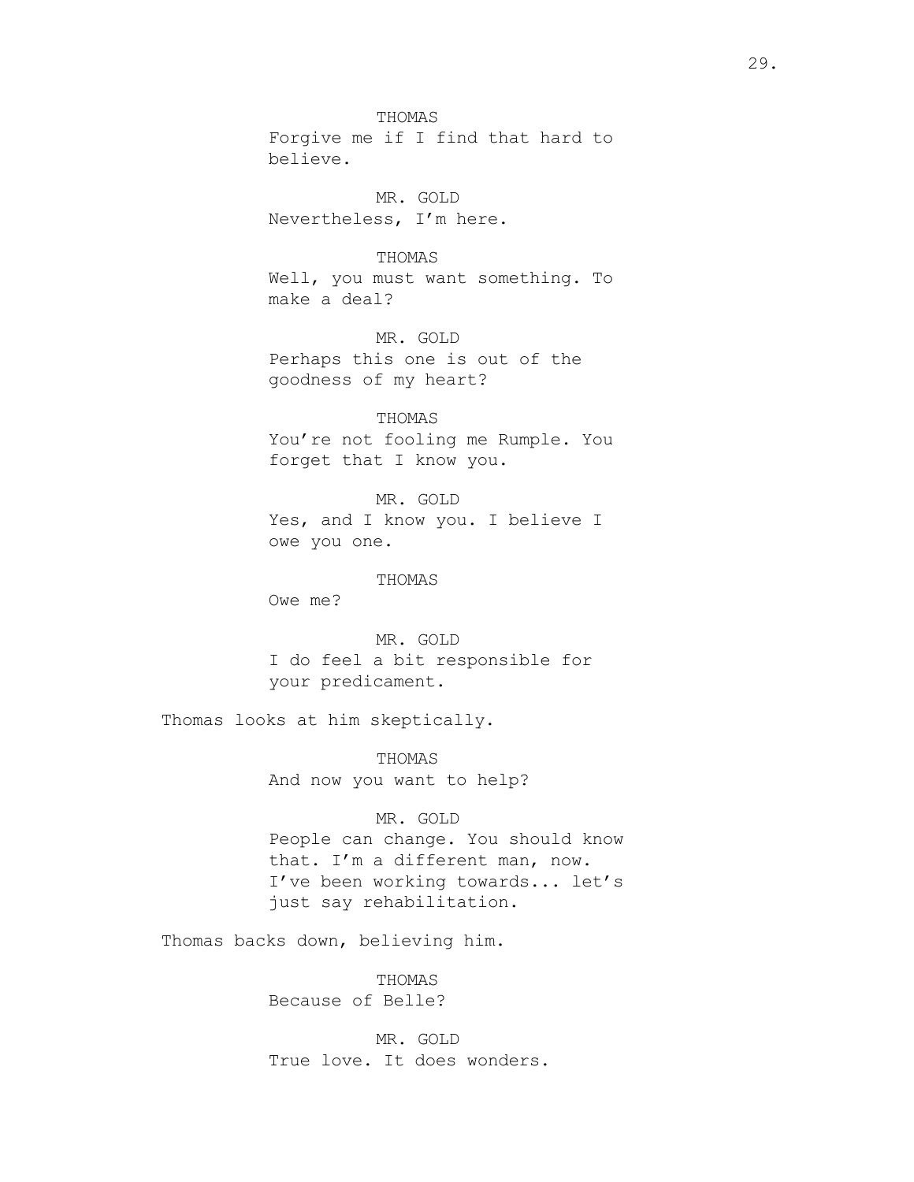THOMAS
Forgive me if I find that hard to believe.

MR. GOLD
Nevertheless, I'm here.

THOMAS
Well, you must want something. To make a deal?

MR. GOLD
Perhaps this one is out of the goodness of my heart?

THOMAS
You're not fooling me Rumple. You forget that I know you.

MR. GOLD
Yes, and I know you. I believe I owe you one.

THOMAS
Owe me?

MR. GOLD
I do feel a bit responsible for your predicament.

Thomas looks at him skeptically.

THOMAS
And now you want to help?

MR. GOLD
People can change. You should know that. I'm a different man, now. I've been working towards... let's just say rehabilitation.

Thomas backs down, believing him.

THOMAS
Because of Belle?

MR. GOLD
True love. It does wonders.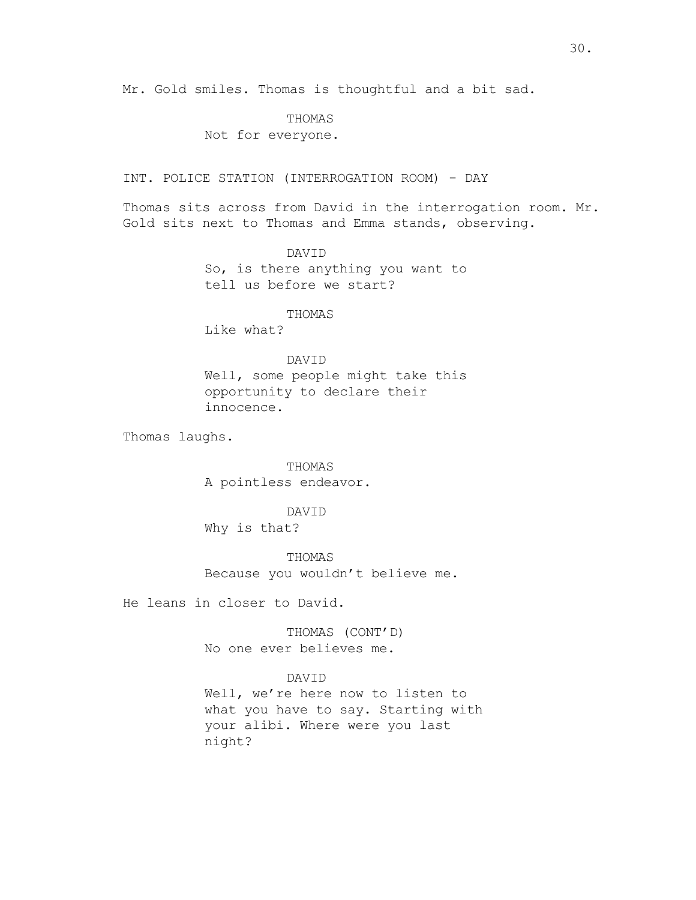Mr. Gold smiles. Thomas is thoughtful and a bit sad.

THOMAS
Not for everyone.

INT. POLICE STATION (INTERROGATION ROOM) - DAY

Thomas sits across from David in the interrogation room. Mr. Gold sits next to Thomas and Emma stands, observing.

DAVID
So, is there anything you want to tell us before we start?

THOMAS
Like what?

DAVID
Well, some people might take this opportunity to declare their innocence.

Thomas laughs.

THOMAS
A pointless endeavor.

DAVID
Why is that?

THOMAS
Because you wouldn't believe me.

He leans in closer to David.

THOMAS (CONT'D)
No one ever believes me.

DAVID
Well, we're here now to listen to what you have to say. Starting with your alibi. Where were you last night?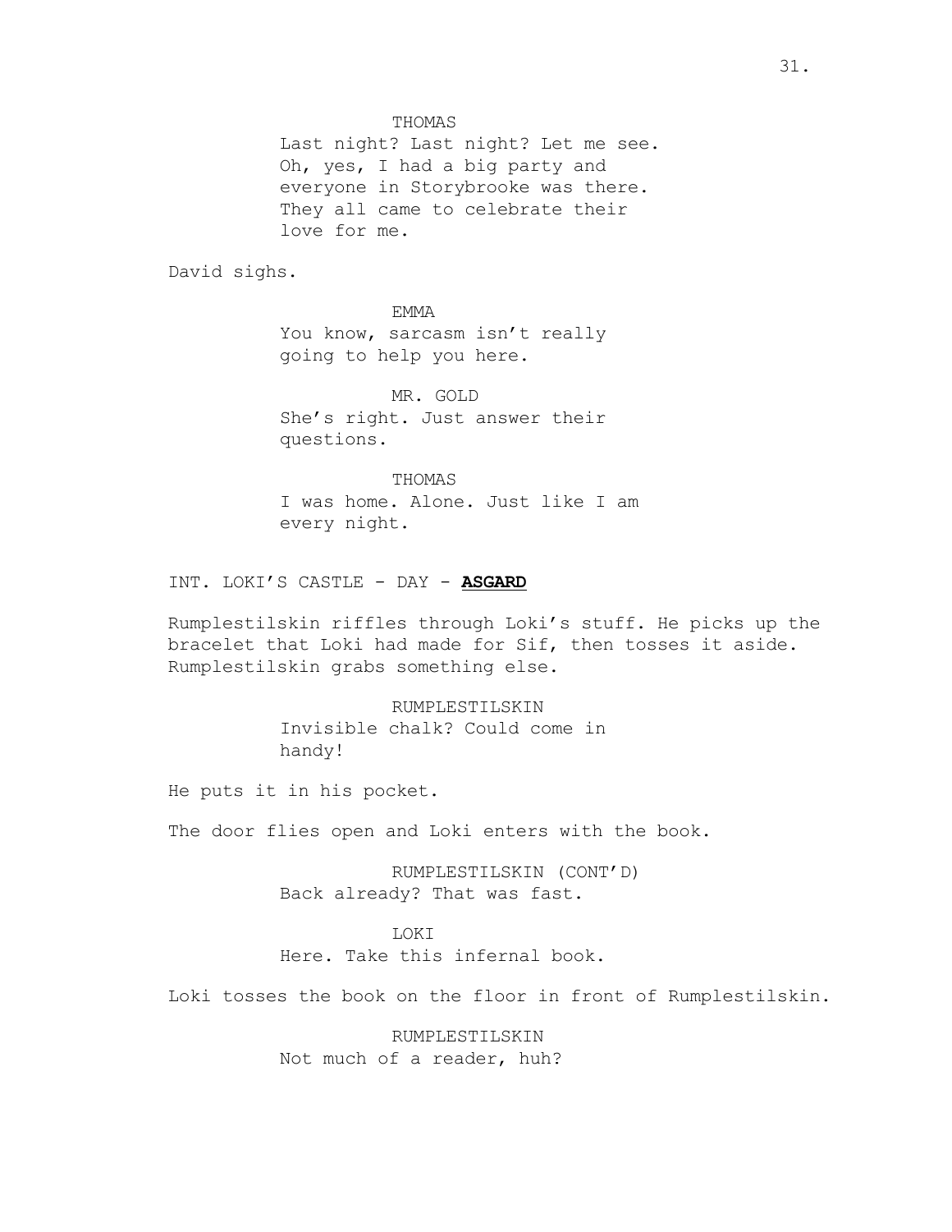THOMAS
Last night? Last night? Let me see. Oh, yes, I had a big party and everyone in Storybrooke was there. They all came to celebrate their love for me.

David sighs.

EMMA
You know, sarcasm isn't really going to help you here.

MR. GOLD
She's right. Just answer their questions.

THOMAS
I was home. Alone. Just like I am every night.

INT. LOKI'S CASTLE - DAY - **ASGARD**

Rumplestilskin riffles through Loki's stuff. He picks up the bracelet that Loki had made for Sif, then tosses it aside. Rumplestilskin grabs something else.

RUMPLESTILSKIN
Invisible chalk? Could come in handy!

He puts it in his pocket.

The door flies open and Loki enters with the book.

RUMPLESTILSKIN (CONT'D)
Back already? That was fast.

LOKI
Here. Take this infernal book.

Loki tosses the book on the floor in front of Rumplestilskin.

RUMPLESTILSKIN
Not much of a reader, huh?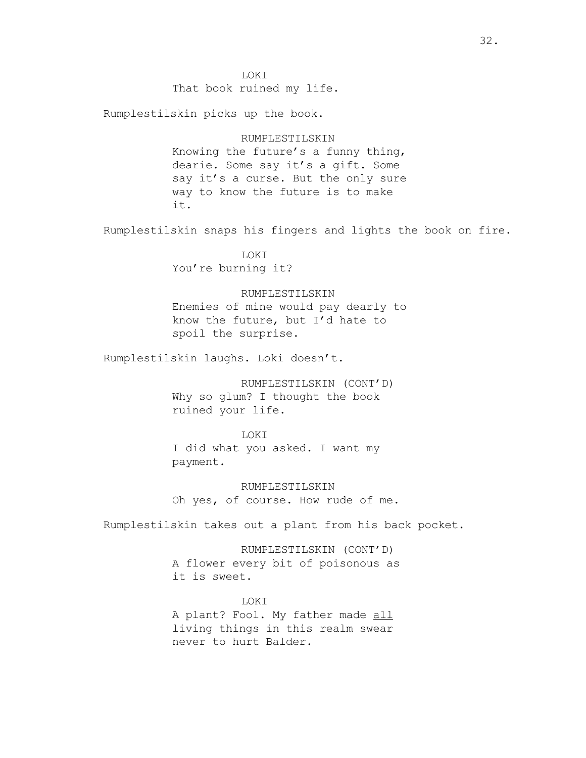LOKI
That book ruined my life.

Rumplestilskin picks up the book.

RUMPLESTILSKIN
Knowing the future's a funny thing, dearie. Some say it's a gift. Some say it's a curse. But the only sure way to know the future is to make it.

Rumplestilskin snaps his fingers and lights the book on fire.

LOKI
You're burning it?

RUMPLESTILSKIN
Enemies of mine would pay dearly to know the future, but I'd hate to spoil the surprise.

Rumplestilskin laughs. Loki doesn't.

RUMPLESTILSKIN (CONT'D)
Why so glum? I thought the book ruined your life.

LOKI
I did what you asked. I want my payment.

RUMPLESTILSKIN
Oh yes, of course. How rude of me.

Rumplestilskin takes out a plant from his back pocket.

RUMPLESTILSKIN (CONT'D)
A flower every bit of poisonous as it is sweet.

LOKI
A plant? Fool. My father made <u>all</u> living things in this realm swear never to hurt Balder.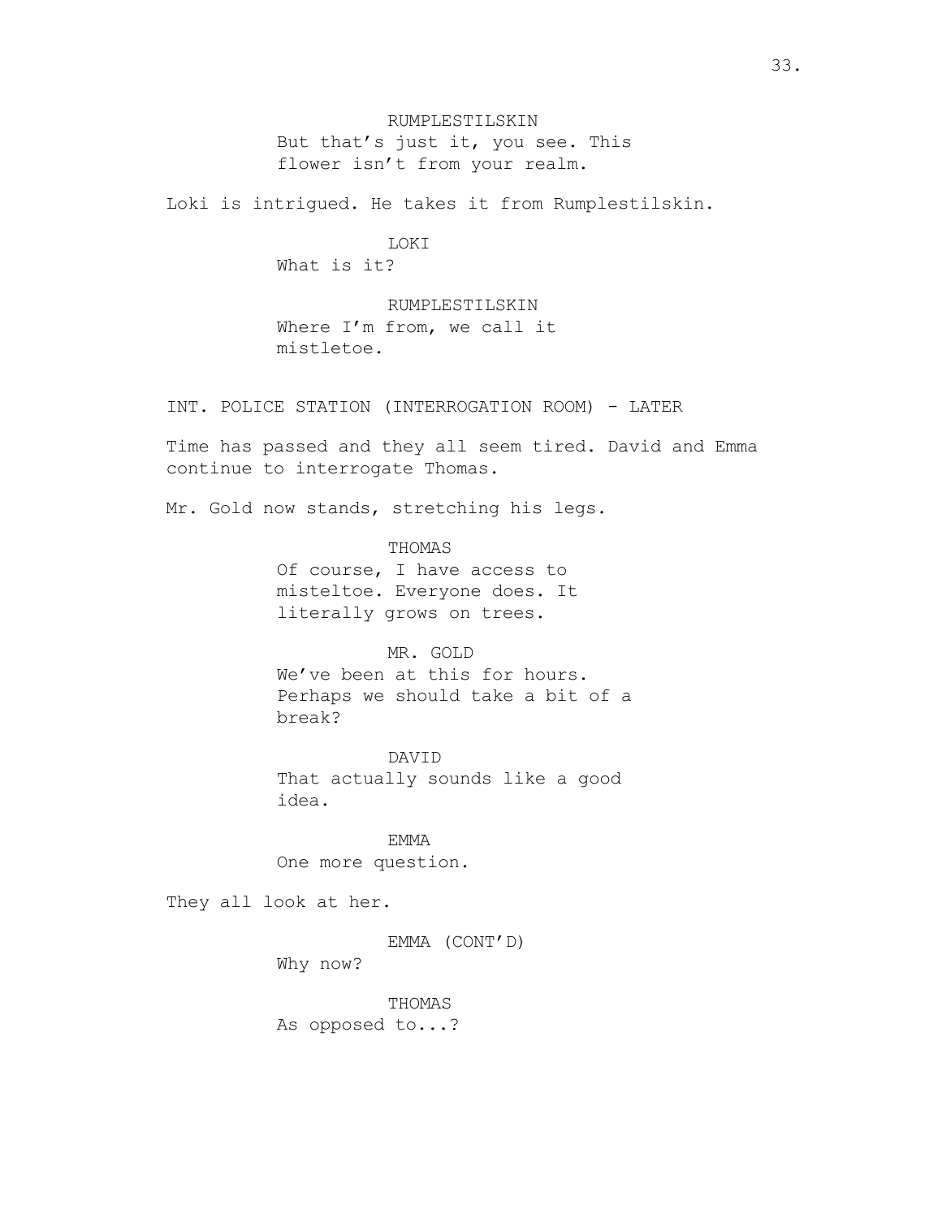RUMPLESTILSKIN

But that's just it, you see. This flower isn't from your realm.

Loki is intrigued. He takes it from Rumplestilskin.

LOKI

What is it?

RUMPLESTILSKIN

Where I'm from, we call it mistletoe.

INT. POLICE STATION (INTERROGATION ROOM) - LATER

Time has passed and they all seem tired. David and Emma continue to interrogate Thomas.

Mr. Gold now stands, stretching his legs.

THOMAS

Of course, I have access to misteltoe. Everyone does. It literally grows on trees.

MR. GOLD

We've been at this for hours. Perhaps we should take a bit of a break?

DAVID

That actually sounds like a good idea.

EMMA

One more question.

They all look at her.

EMMA (CONT'D)

Why now?

THOMAS

As opposed to...?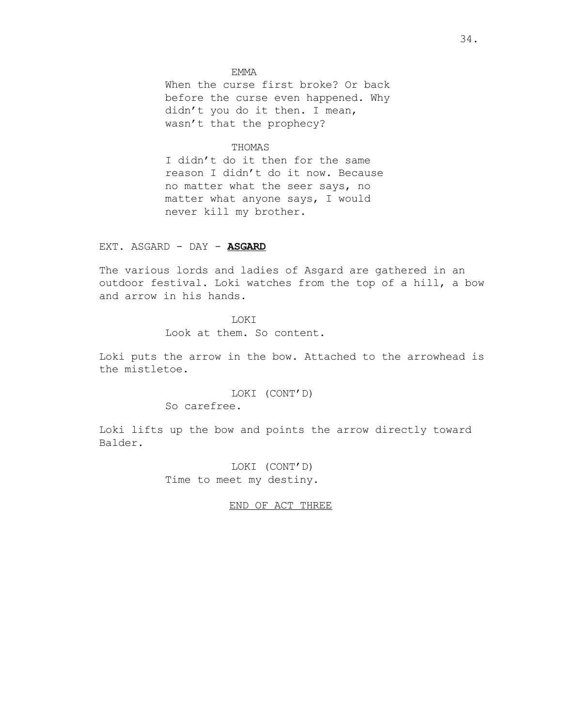EMMA

When the curse first broke? Or back before the curse even happened. Why didn't you do it then. I mean, wasn't that the prophecy?

THOMAS

I didn't do it then for the same reason I didn't do it now. Because no matter what the seer says, no matter what anyone says, I would never kill my brother.

EXT. ASGARD - DAY - **<u>ASGARD</u>**

The various lords and ladies of Asgard are gathered in an outdoor festival. Loki watches from the top of a hill, a bow and arrow in his hands.

LOKI

Look at them. So content.

Loki puts the arrow in the bow. Attached to the arrowhead is the mistletoe.

LOKI (CONT'D)

So carefree.

Loki lifts up the bow and points the arrow directly toward Balder.

LOKI (CONT'D)

Time to meet my destiny.

<u>END OF ACT THREE</u>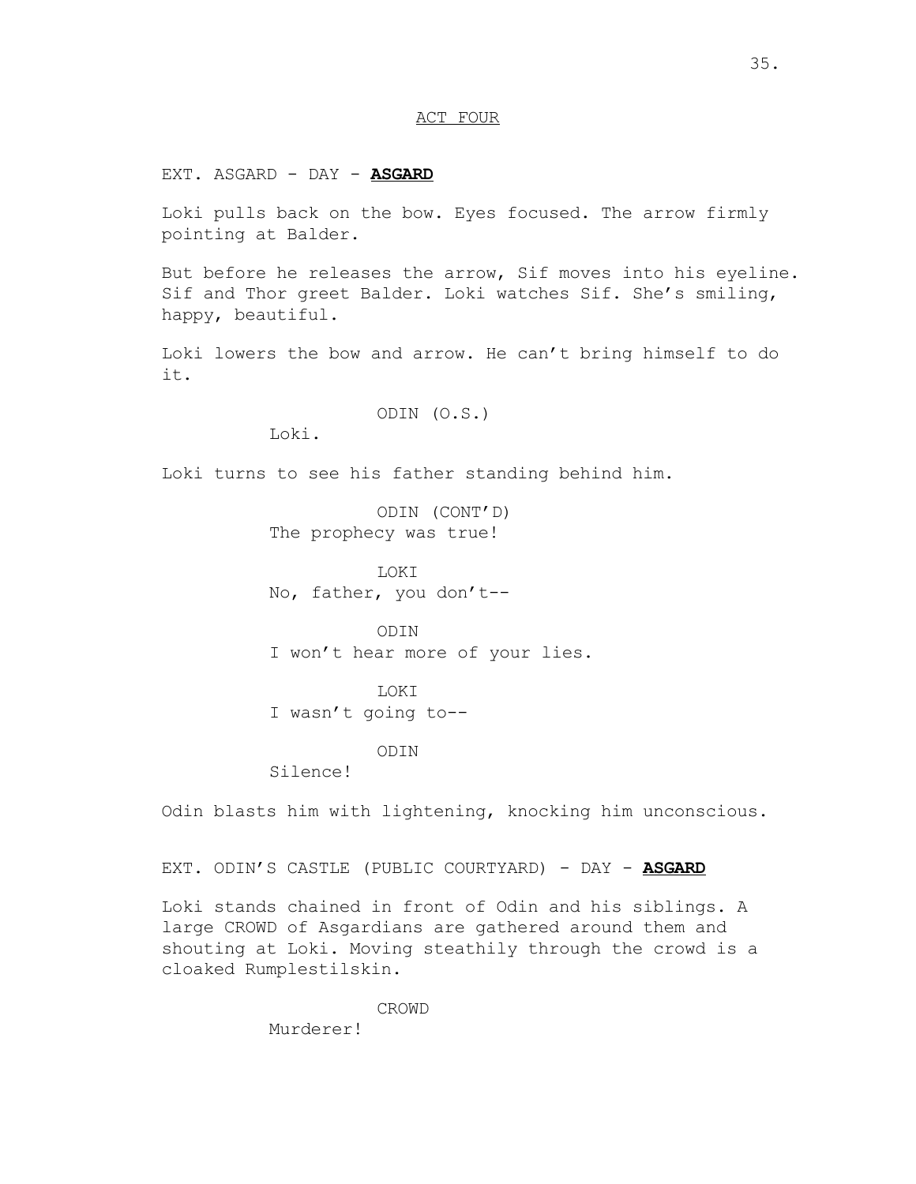ACT FOUR

EXT. ASGARD - DAY - **ASGARD**

Loki pulls back on the bow. Eyes focused. The arrow firmly pointing at Balder.

But before he releases the arrow, Sif moves into his eyeline. Sif and Thor greet Balder. Loki watches Sif. She's smiling, happy, beautiful.

Loki lowers the bow and arrow. He can't bring himself to do it.

ODIN (O.S.)
Loki.

Loki turns to see his father standing behind him.

ODIN (CONT'D)
The prophecy was true!

LOKI
No, father, you don't--

ODIN
I won't hear more of your lies.

LOKI
I wasn't going to--

ODIN
Silence!

Odin blasts him with lightening, knocking him unconscious.

EXT. ODIN'S CASTLE (PUBLIC COURTYARD) - DAY - **ASGARD**

Loki stands chained in front of Odin and his siblings. A large CROWD of Asgardians are gathered around them and shouting at Loki. Moving steathily through the crowd is a cloaked Rumplestilskin.

CROWD
Murderer!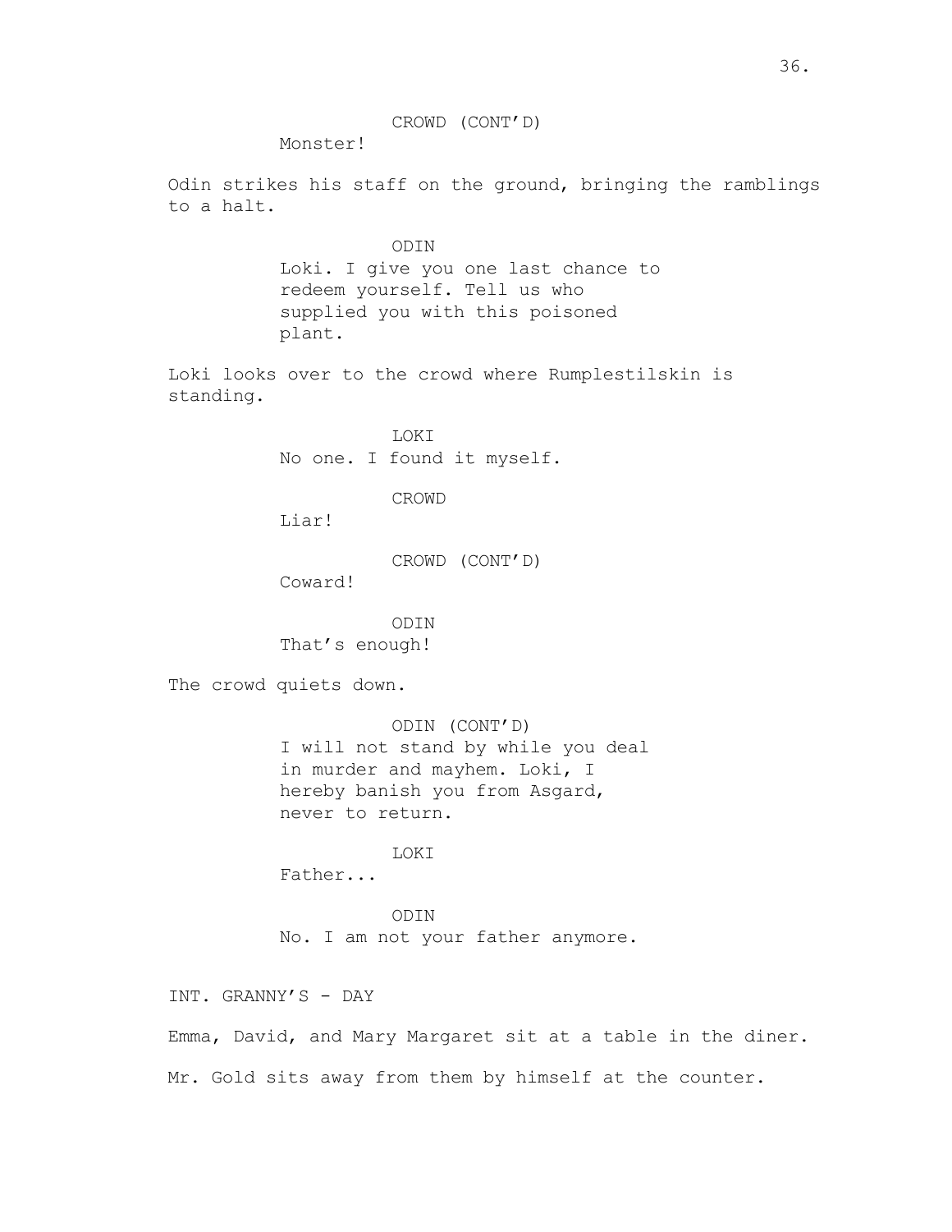CROWD (CONT'D)
Monster!

Odin strikes his staff on the ground, bringing the ramblings to a halt.

ODIN
Loki. I give you one last chance to redeem yourself. Tell us who supplied you with this poisoned plant.

Loki looks over to the crowd where Rumplestilskin is standing.

LOKI
No one. I found it myself.

CROWD
Liar!

CROWD (CONT'D)
Coward!

ODIN
That's enough!

The crowd quiets down.

ODIN (CONT'D)
I will not stand by while you deal in murder and mayhem. Loki, I hereby banish you from Asgard, never to return.

LOKI
Father...

ODIN
No. I am not your father anymore.

INT. GRANNY'S - DAY

Emma, David, and Mary Margaret sit at a table in the diner.

Mr. Gold sits away from them by himself at the counter.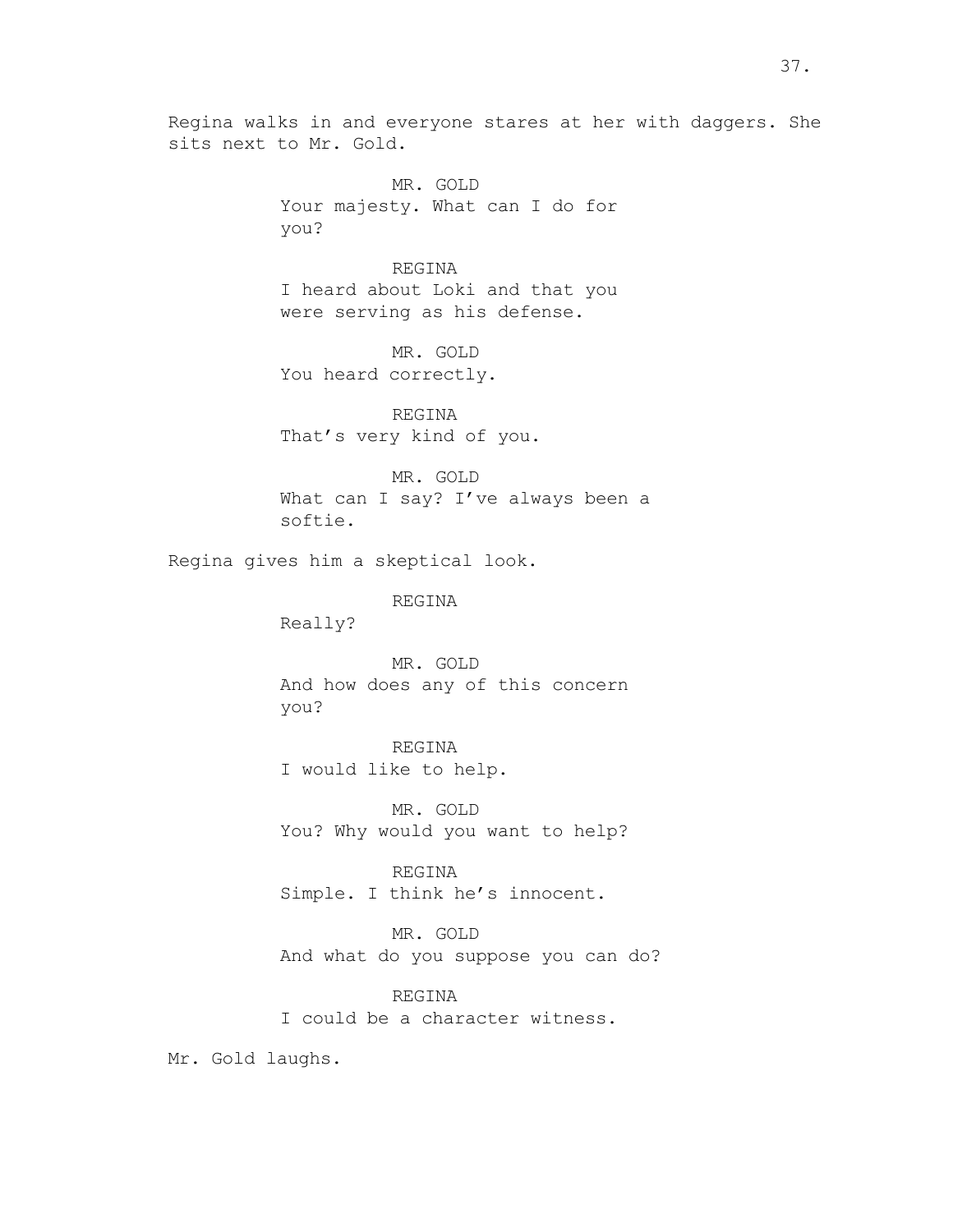Regina walks in and everyone stares at her with daggers. She sits next to Mr. Gold.

MR. GOLD
Your majesty. What can I do for you?

REGINA
I heard about Loki and that you were serving as his defense.

MR. GOLD
You heard correctly.

REGINA
That's very kind of you.

MR. GOLD
What can I say? I've always been a softie.

Regina gives him a skeptical look.

REGINA
Really?

MR. GOLD
And how does any of this concern you?

REGINA
I would like to help.

MR. GOLD
You? Why would you want to help?

REGINA
Simple. I think he's innocent.

MR. GOLD
And what do you suppose you can do?

REGINA
I could be a character witness.

Mr. Gold laughs.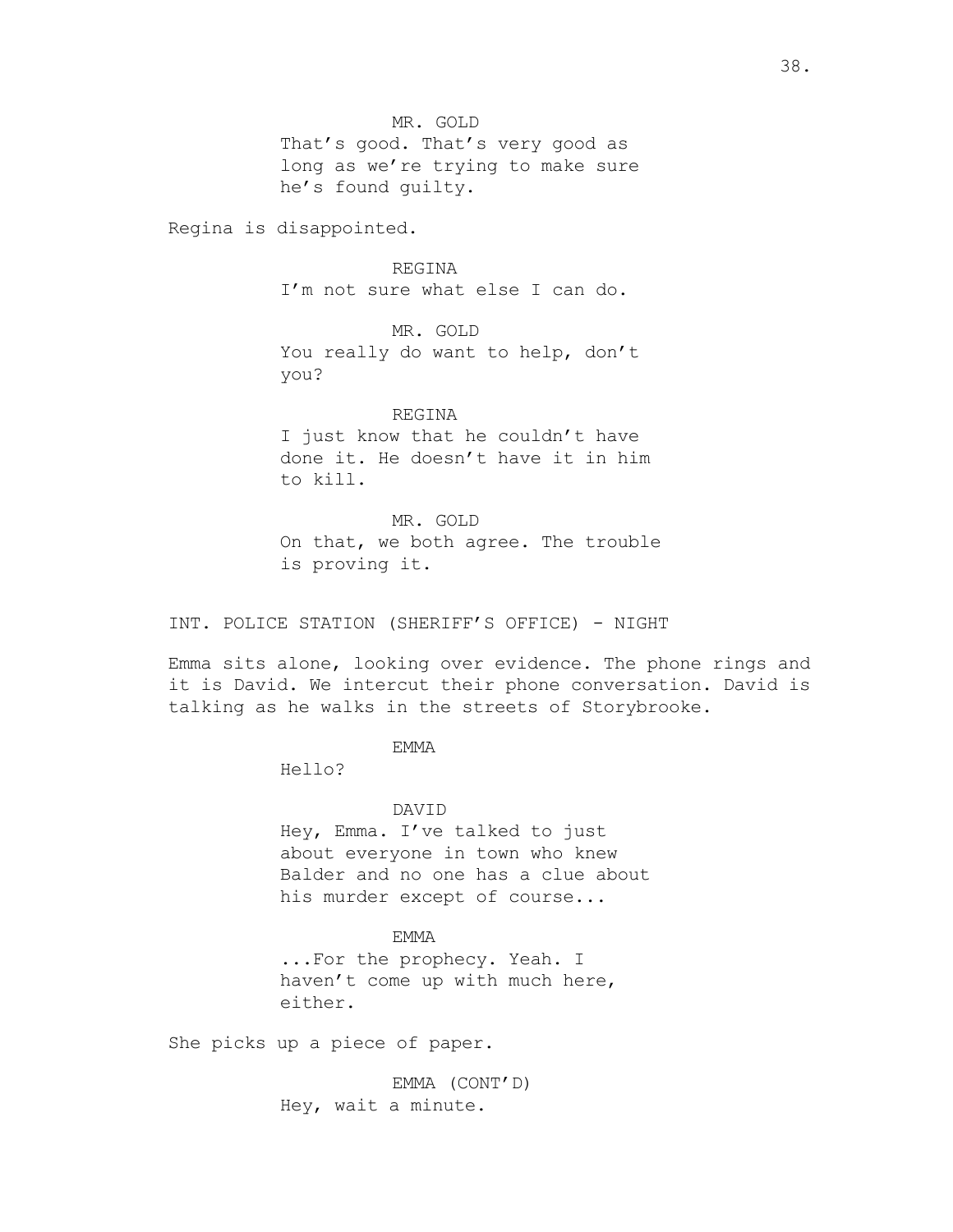MR. GOLD
That's good. That's very good as long as we're trying to make sure he's found guilty.

Regina is disappointed.

REGINA
I'm not sure what else I can do.

MR. GOLD
You really do want to help, don't you?

REGINA
I just know that he couldn't have done it. He doesn't have it in him to kill.

MR. GOLD
On that, we both agree. The trouble is proving it.

INT. POLICE STATION (SHERIFF'S OFFICE) - NIGHT

Emma sits alone, looking over evidence. The phone rings and it is David. We intercut their phone conversation. David is talking as he walks in the streets of Storybrooke.

EMMA
Hello?

DAVID
Hey, Emma. I've talked to just about everyone in town who knew Balder and no one has a clue about his murder except of course...

EMMA
...For the prophecy. Yeah. I haven't come up with much here, either.

She picks up a piece of paper.

EMMA (CONT'D)
Hey, wait a minute.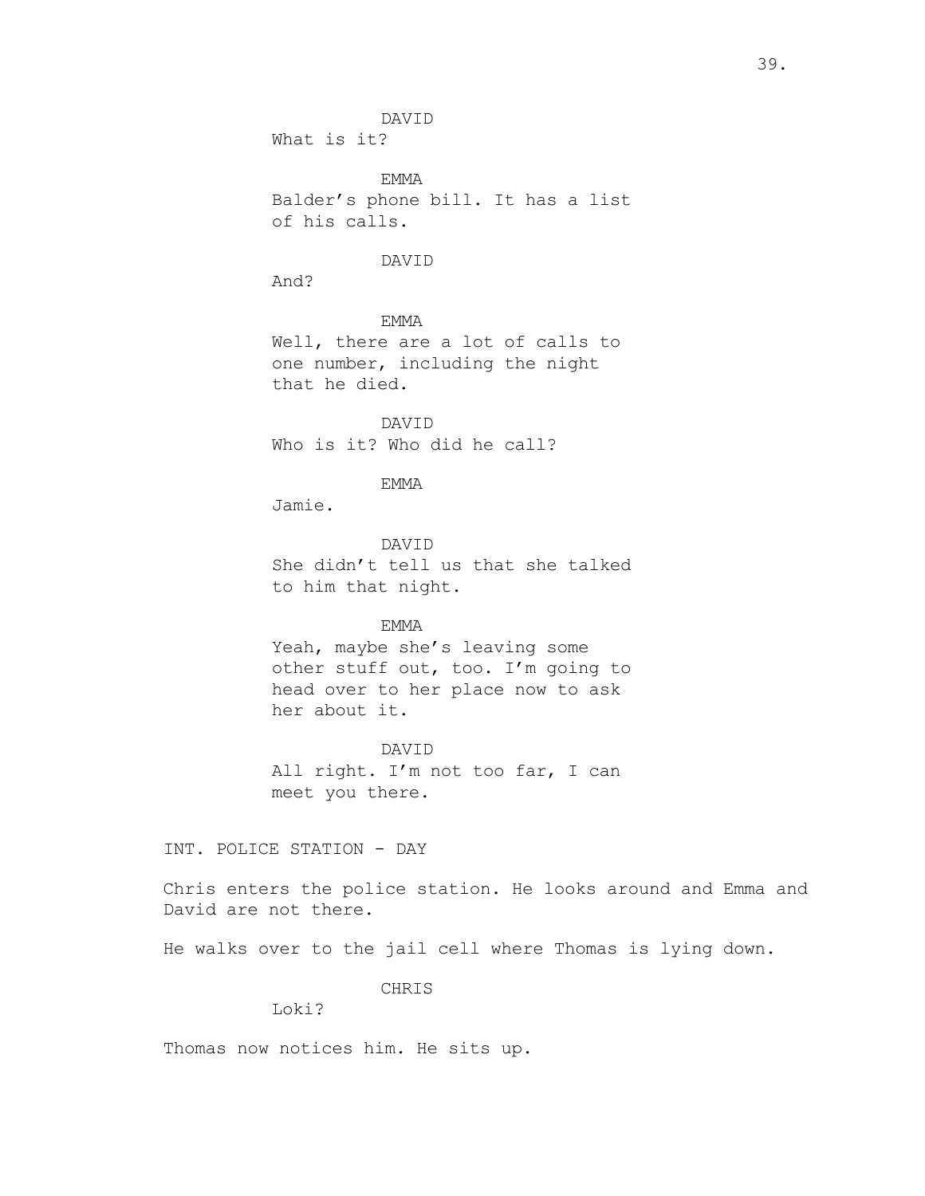DAVID
What is it?

EMMA
Balder's phone bill. It has a list of his calls.

DAVID
And?

EMMA
Well, there are a lot of calls to one number, including the night that he died.

DAVID
Who is it? Who did he call?

EMMA
Jamie.

DAVID
She didn't tell us that she talked to him that night.

EMMA
Yeah, maybe she's leaving some other stuff out, too. I'm going to head over to her place now to ask her about it.

DAVID
All right. I'm not too far, I can meet you there.

INT. POLICE STATION - DAY

Chris enters the police station. He looks around and Emma and David are not there.

He walks over to the jail cell where Thomas is lying down.

CHRIS
Loki?

Thomas now notices him. He sits up.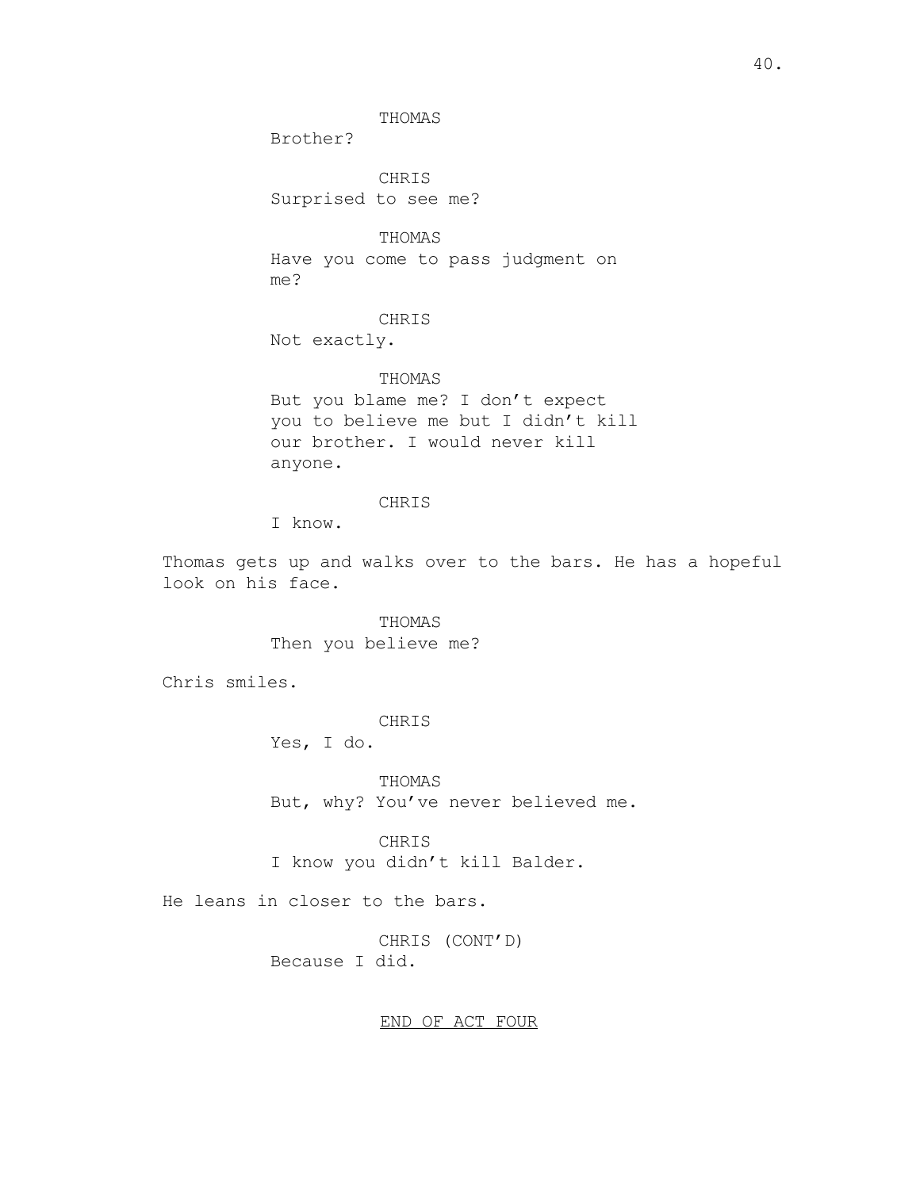THOMAS

Brother?

CHRIS

Surprised to see me?

THOMAS

Have you come to pass judgment on me?

CHRIS

Not exactly.

THOMAS

But you blame me? I don't expect you to believe me but I didn't kill our brother. I would never kill anyone.

CHRIS

I know.

Thomas gets up and walks over to the bars. He has a hopeful look on his face.

THOMAS

Then you believe me?

Chris smiles.

CHRIS

Yes, I do.

THOMAS

But, why? You've never believed me.

CHRIS

I know you didn't kill Balder.

He leans in closer to the bars.

CHRIS (CONT'D)

Because I did.

END OF ACT FOUR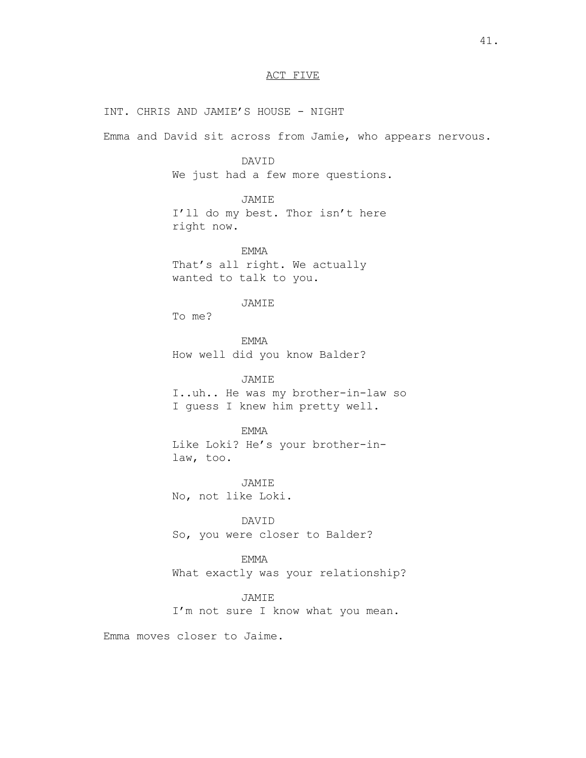ACT FIVE

INT. CHRIS AND JAMIE'S HOUSE - NIGHT

Emma and David sit across from Jamie, who appears nervous.

DAVID
We just had a few more questions.

JAMIE
I'll do my best. Thor isn't here right now.

EMMA
That's all right. We actually wanted to talk to you.

JAMIE
To me?

EMMA
How well did you know Balder?

JAMIE
I..uh.. He was my brother-in-law so I guess I knew him pretty well.

EMMA
Like Loki? He's your brother-in-law, too.

JAMIE
No, not like Loki.

DAVID
So, you were closer to Balder?

EMMA
What exactly was your relationship?

JAMIE
I'm not sure I know what you mean.

Emma moves closer to Jaime.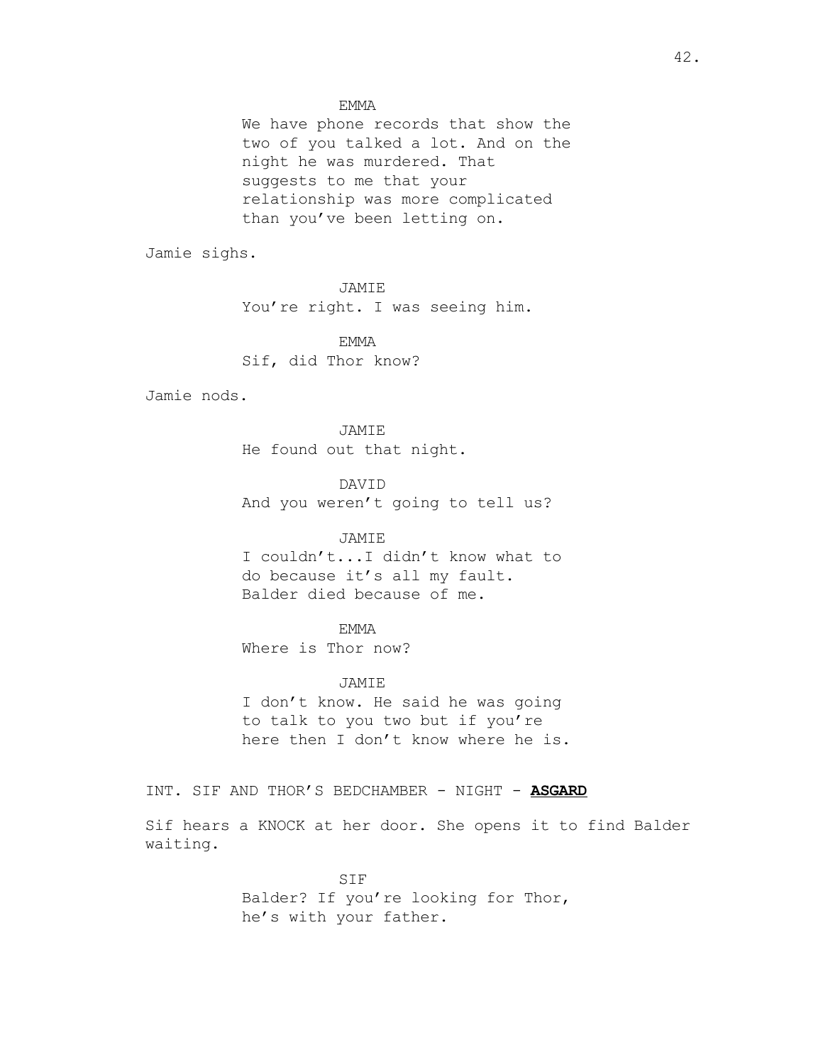EMMA

We have phone records that show the two of you talked a lot. And on the night he was murdered. That suggests to me that your relationship was more complicated than you've been letting on.

Jamie sighs.

JAMIE

You're right. I was seeing him.

EMMA

Sif, did Thor know?

Jamie nods.

JAMIE

He found out that night.

DAVID

And you weren't going to tell us?

JAMIE

I couldn't...I didn't know what to do because it's all my fault. Balder died because of me.

EMMA

Where is Thor now?

JAMIE

I don't know. He said he was going to talk to you two but if you're here then I don't know where he is.

INT. SIF AND THOR'S BEDCHAMBER - NIGHT - **ASGARD**

Sif hears a KNOCK at her door. She opens it to find Balder waiting.

SIF

Balder? If you're looking for Thor, he's with your father.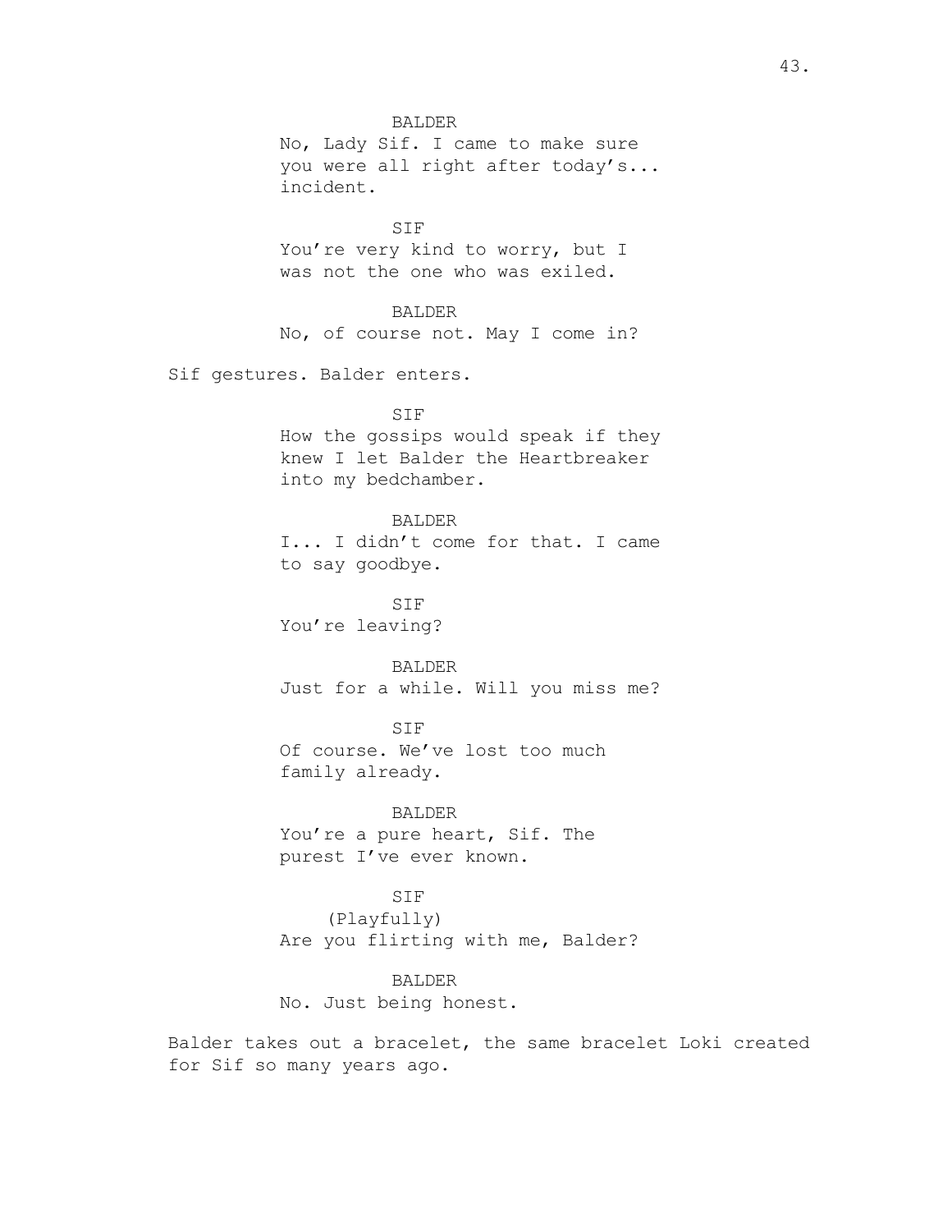BALDER

No, Lady Sif. I came to make sure you were all right after today's... incident.

SIF

You're very kind to worry, but I was not the one who was exiled.

BALDER

No, of course not. May I come in?

Sif gestures. Balder enters.

SIF

How the gossips would speak if they knew I let Balder the Heartbreaker into my bedchamber.

BALDER

I... I didn't come for that. I came to say goodbye.

SIF

You're leaving?

BALDER

Just for a while. Will you miss me?

SIF

Of course. We've lost too much family already.

BALDER

You're a pure heart, Sif. The purest I've ever known.

SIF

(Playfully)

Are you flirting with me, Balder?

BALDER

No. Just being honest.

Balder takes out a bracelet, the same bracelet Loki created for Sif so many years ago.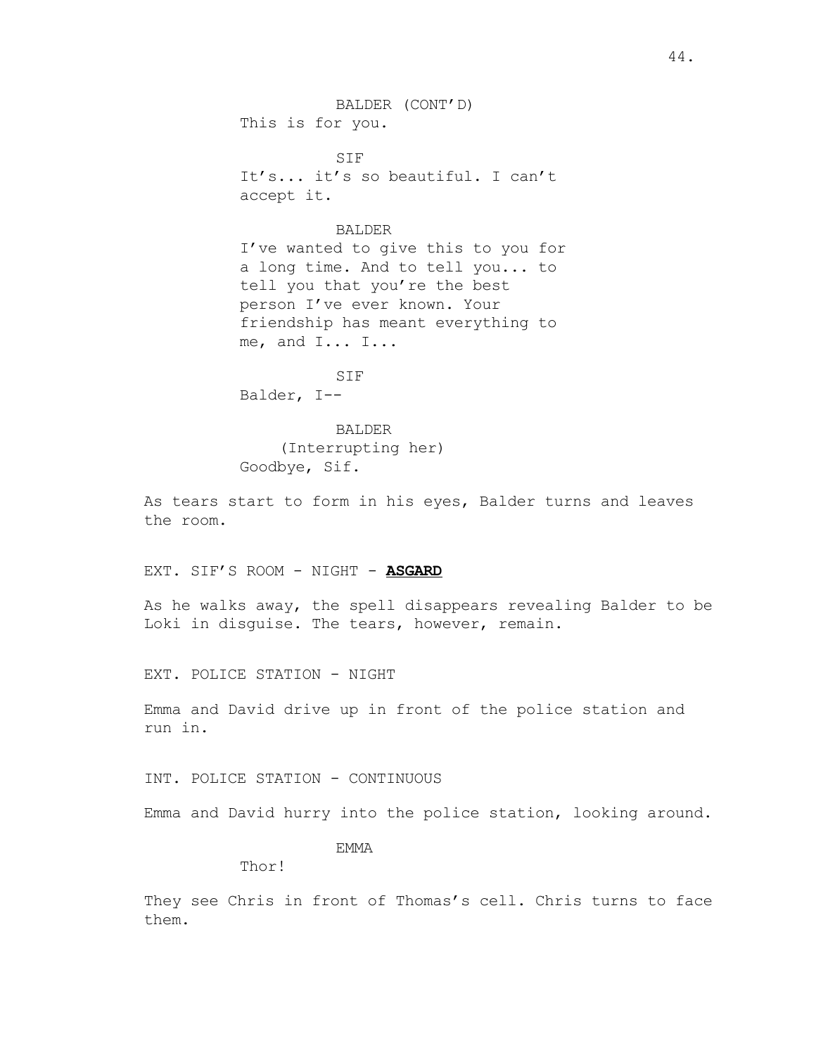BALDER (CONT'D)
This is for you.

SIF
It's... it's so beautiful. I can't accept it.

BALDER
I've wanted to give this to you for a long time. And to tell you... to tell you that you're the best person I've ever known. Your friendship has meant everything to me, and I... I...

SIF
Balder, I--

BALDER
(Interrupting her)
Goodbye, Sif.

As tears start to form in his eyes, Balder turns and leaves the room.

EXT. SIF'S ROOM - NIGHT - **ASGARD**

As he walks away, the spell disappears revealing Balder to be Loki in disguise. The tears, however, remain.

EXT. POLICE STATION - NIGHT

Emma and David drive up in front of the police station and run in.

INT. POLICE STATION - CONTINUOUS

Emma and David hurry into the police station, looking around.

EMMA
Thor!

They see Chris in front of Thomas's cell. Chris turns to face them.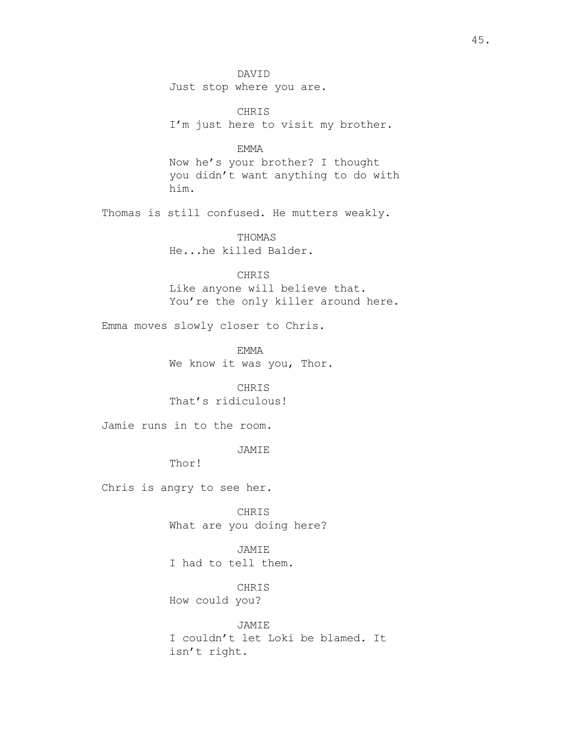DAVID

Just stop where you are.

CHRIS

I'm just here to visit my brother.

EMMA

Now he's your brother? I thought you didn't want anything to do with him.

Thomas is still confused. He mutters weakly.

THOMAS

He...he killed Balder.

CHRIS

Like anyone will believe that. You're the only killer around here.

Emma moves slowly closer to Chris.

EMMA

We know it was you, Thor.

CHRIS

That's ridiculous!

Jamie runs in to the room.

JAMIE

Thor!

Chris is angry to see her.

CHRIS

What are you doing here?

JAMIE

I had to tell them.

CHRIS

How could you?

JAMIE

I couldn't let Loki be blamed. It isn't right.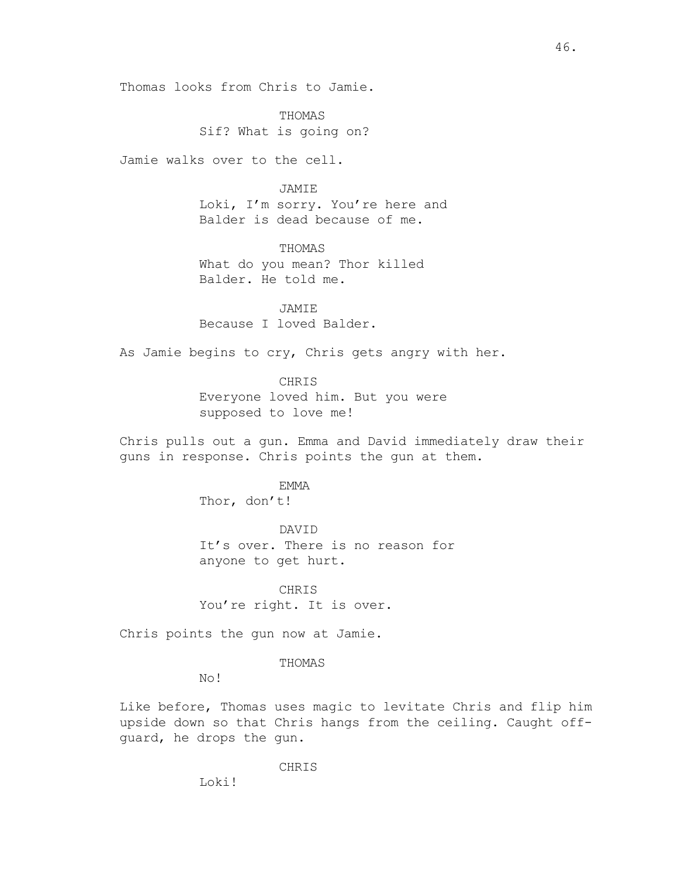Thomas looks from Chris to Jamie.

THOMAS
Sif? What is going on?

Jamie walks over to the cell.

JAMIE
Loki, I'm sorry. You're here and Balder is dead because of me.

THOMAS
What do you mean? Thor killed Balder. He told me.

JAMIE
Because I loved Balder.

As Jamie begins to cry, Chris gets angry with her.

CHRIS
Everyone loved him. But you were supposed to love me!

Chris pulls out a gun. Emma and David immediately draw their guns in response. Chris points the gun at them.

EMMA
Thor, don't!

DAVID
It's over. There is no reason for anyone to get hurt.

CHRIS
You're right. It is over.

Chris points the gun now at Jamie.

THOMAS
No!

Like before, Thomas uses magic to levitate Chris and flip him upside down so that Chris hangs from the ceiling. Caught off-guard, he drops the gun.

CHRIS
Loki!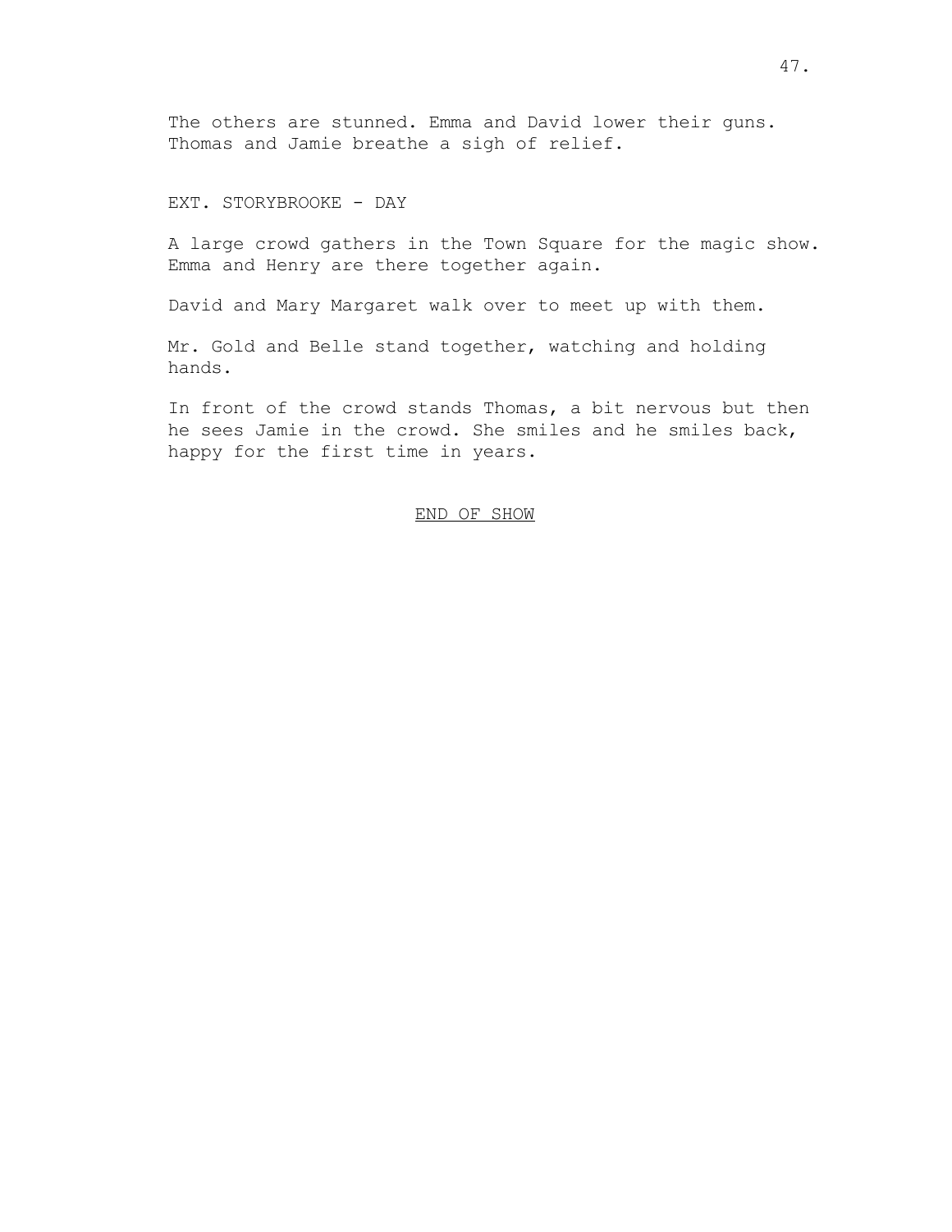The others are stunned. Emma and David lower their guns. Thomas and Jamie breathe a sigh of relief.

EXT. STORYBROOKE - DAY

A large crowd gathers in the Town Square for the magic show. Emma and Henry are there together again.

David and Mary Margaret walk over to meet up with them.

Mr. Gold and Belle stand together, watching and holding hands.

In front of the crowd stands Thomas, a bit nervous but then he sees Jamie in the crowd. She smiles and he smiles back, happy for the first time in years.

END OF SHOW